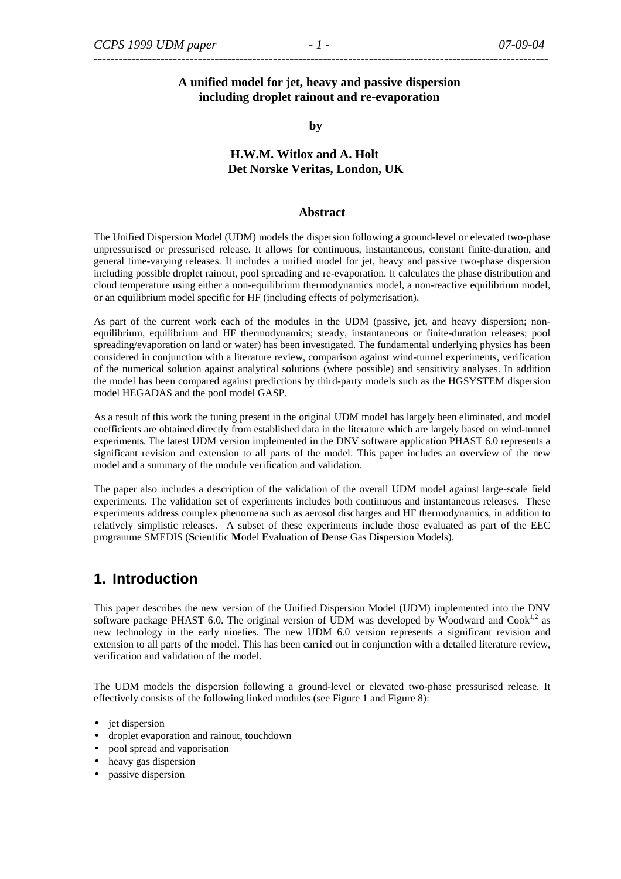**A unified model for jet, heavy and passive dispersion including droplet rainout and re-evaporation**

**by**

**H.W.M. Witlox and A. Holt**
**Det Norske Veritas, London, UK**

### Abstract

The Unified Dispersion Model (UDM) models the dispersion following a ground-level or elevated two-phase unpressurised or pressurised release. It allows for continuous, instantaneous, constant finite-duration, and general time-varying releases. It includes a unified model for jet, heavy and passive two-phase dispersion including possible droplet rainout, pool spreading and re-evaporation. It calculates the phase distribution and cloud temperature using either a non-equilibrium thermodynamics model, a non-reactive equilibrium model, or an equilibrium model specific for HF (including effects of polymerisation).

As part of the current work each of the modules in the UDM (passive, jet, and heavy dispersion; non-equilibrium, equilibrium and HF thermodynamics; steady, instantaneous or finite-duration releases; pool spreading/evaporation on land or water) has been investigated. The fundamental underlying physics has been considered in conjunction with a literature review, comparison against wind-tunnel experiments, verification of the numerical solution against analytical solutions (where possible) and sensitivity analyses. In addition the model has been compared against predictions by third-party models such as the HGSYSTEM dispersion model HEGADAS and the pool model GASP.

As a result of this work the tuning present in the original UDM model has largely been eliminated, and model coefficients are obtained directly from established data in the literature which are largely based on wind-tunnel experiments. The latest UDM version implemented in the DNV software application PHAST 6.0 represents a significant revision and extension to all parts of the model. This paper includes an overview of the new model and a summary of the module verification and validation.

The paper also includes a description of the validation of the overall UDM model against large-scale field experiments. The validation set of experiments includes both continuous and instantaneous releases. These experiments address complex phenomena such as aerosol discharges and HF thermodynamics, in addition to relatively simplistic releases. A subset of these experiments include those evaluated as part of the EEC programme SMEDIS (**S**cientific **M**odel **E**valuation of **D**ense Gas D**is**persion Models).

## 1. Introduction

This paper describes the new version of the Unified Dispersion Model (UDM) implemented into the DNV software package PHAST 6.0. The original version of UDM was developed by Woodward and Cook[1,2] as new technology in the early nineties. The new UDM 6.0 version represents a significant revision and extension to all parts of the model. This has been carried out in conjunction with a detailed literature review, verification and validation of the model.

The UDM models the dispersion following a ground-level or elevated two-phase pressurised release. It effectively consists of the following linked modules (see Figure 1 and Figure 8):

- jet dispersion
- droplet evaporation and rainout, touchdown
- pool spread and vaporisation
- heavy gas dispersion
- passive dispersion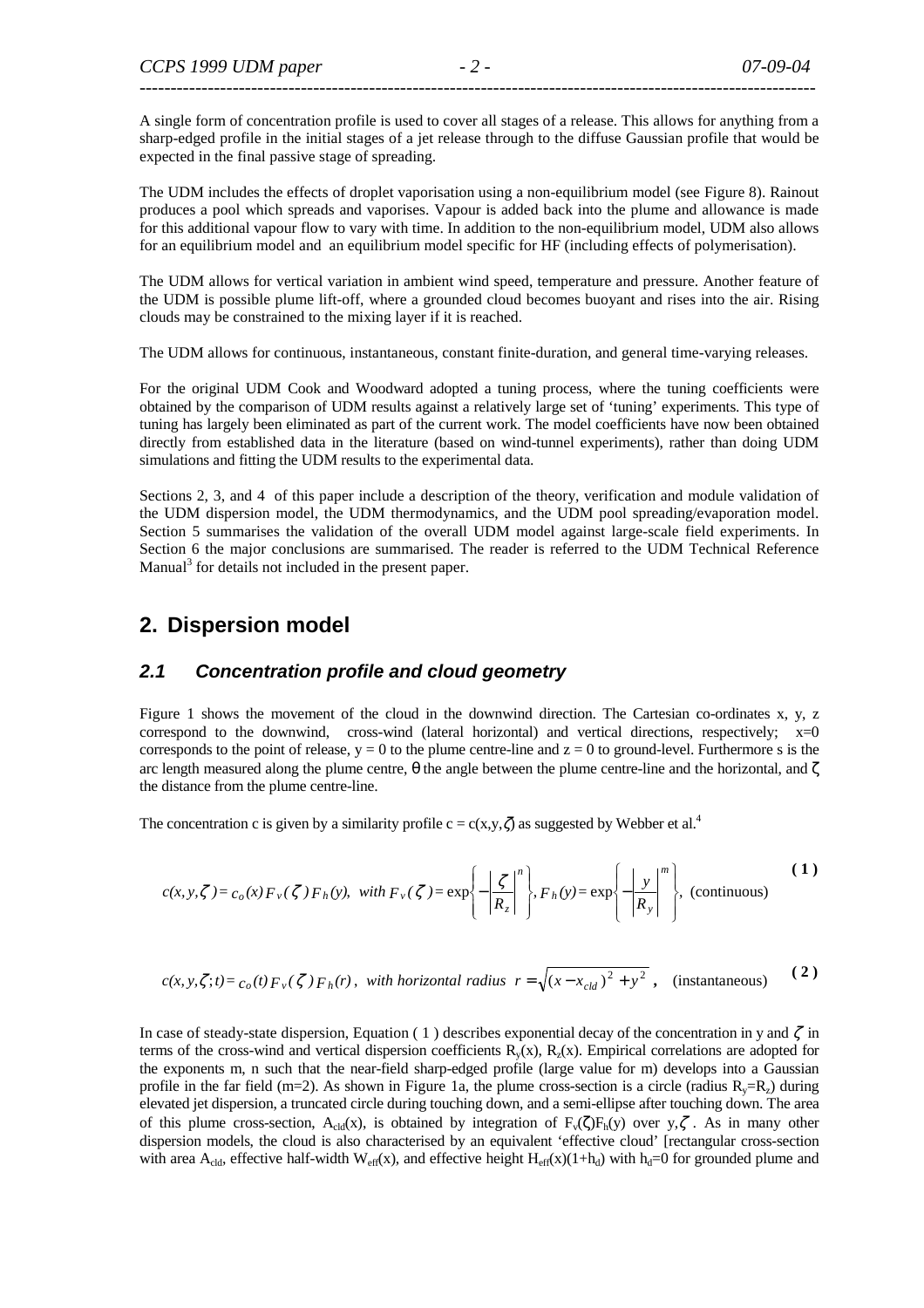A single form of concentration profile is used to cover all stages of a release. This allows for anything from a sharp-edged profile in the initial stages of a jet release through to the diffuse Gaussian profile that would be expected in the final passive stage of spreading.

The UDM includes the effects of droplet vaporisation using a non-equilibrium model (see Figure 8). Rainout produces a pool which spreads and vaporises. Vapour is added back into the plume and allowance is made for this additional vapour flow to vary with time. In addition to the non-equilibrium model, UDM also allows for an equilibrium model and an equilibrium model specific for HF (including effects of polymerisation).

The UDM allows for vertical variation in ambient wind speed, temperature and pressure. Another feature of the UDM is possible plume lift-off, where a grounded cloud becomes buoyant and rises into the air. Rising clouds may be constrained to the mixing layer if it is reached.

The UDM allows for continuous, instantaneous, constant finite-duration, and general time-varying releases.

For the original UDM Cook and Woodward adopted a tuning process, where the tuning coefficients were obtained by the comparison of UDM results against a relatively large set of 'tuning' experiments. This type of tuning has largely been eliminated as part of the current work. The model coefficients have now been obtained directly from established data in the literature (based on wind-tunnel experiments), rather than doing UDM simulations and fitting the UDM results to the experimental data.

Sections 2, 3, and 4 of this paper include a description of the theory, verification and module validation of the UDM dispersion model, the UDM thermodynamics, and the UDM pool spreading/evaporation model. Section 5 summarises the validation of the overall UDM model against large-scale field experiments. In Section 6 the major conclusions are summarised. The reader is referred to the UDM Technical Reference Manual[3] for details not included in the present paper.

## 2. Dispersion model

### 2.1 Concentration profile and cloud geometry

Figure 1 shows the movement of the cloud in the downwind direction. The Cartesian co-ordinates x, y, z correspond to the downwind, cross-wind (lateral horizontal) and vertical directions, respectively; x=0 corresponds to the point of release, y = 0 to the plume centre-line and z = 0 to ground-level. Furthermore s is the arc length measured along the plume centre, $\theta$ the angle between the plume centre-line and the horizontal, and $\zeta$ the distance from the plume centre-line.

The concentration c is given by a similarity profile $c = c(x,y,\zeta)$ as suggested by Webber et al.[4]

$$c(x,y,\zeta) = c_o(x)\,F_v(\zeta)\,F_h(y), \;\; with\; F_v(\zeta) = \exp\left\{-\left|\frac{\zeta}{R_z}\right|^n\right\}, F_h(y) = \exp\left\{-\left|\frac{y}{R_y}\right|^m\right\}, \;\text{(continuous)} \tag{1}$$

$$c(x,y,\zeta;t) = c_o(t)\,F_v(\zeta)\,F_h(r), \;\; with\; horizontal\; radius\;\; r = \sqrt{(x-x_{cld})^2 + y^2}\,, \;\;\text{(instantaneous)} \tag{2}$$

In case of steady-state dispersion, Equation ( 1 ) describes exponential decay of the concentration in y and $\zeta$ in terms of the cross-wind and vertical dispersion coefficients $R_y(x)$, $R_z(x)$. Empirical correlations are adopted for the exponents m, n such that the near-field sharp-edged profile (large value for m) develops into a Gaussian profile in the far field (m=2). As shown in Figure 1a, the plume cross-section is a circle (radius $R_y$=$R_z$) during elevated jet dispersion, a truncated circle during touching down, and a semi-ellipse after touching down. The area of this plume cross-section, $A_{cld}(x)$, is obtained by integration of $F_v(\zeta)F_h(y)$ over $y,\zeta$. As in many other dispersion models, the cloud is also characterised by an equivalent 'effective cloud' [rectangular cross-section with area $A_{cld}$, effective half-width $W_{eff}(x)$, and effective height $H_{eff}(x)(1+h_d)$ with $h_d$=0 for grounded plume and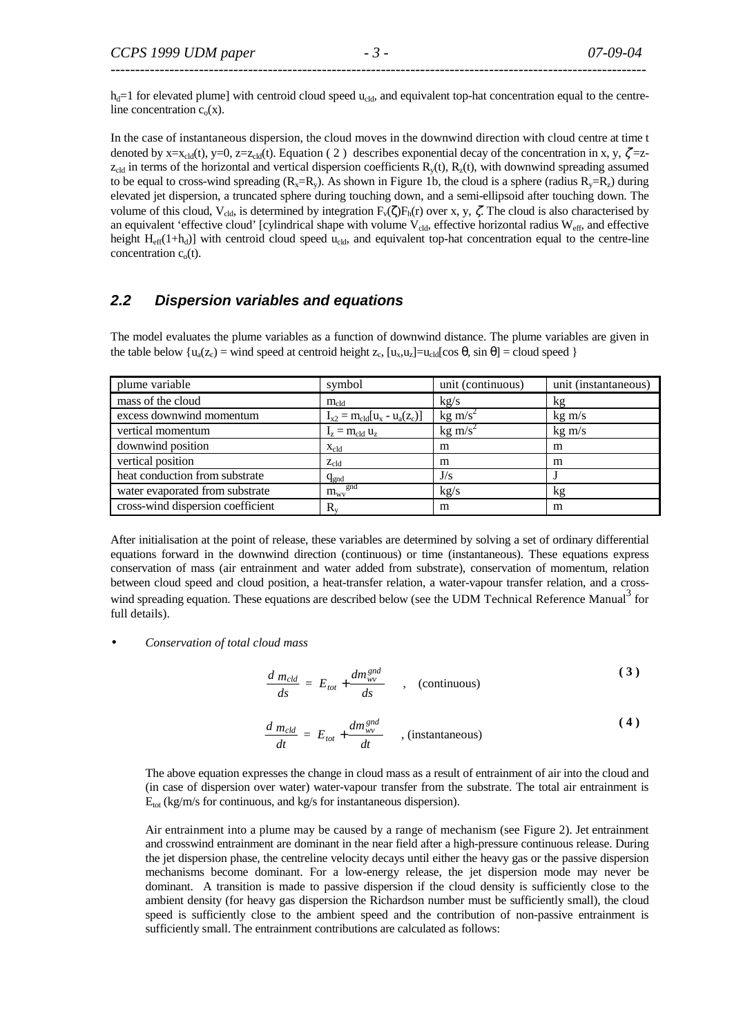$h_d$=1 for elevated plume] with centroid cloud speed $u_{cld}$, and equivalent top-hat concentration equal to the centre-line concentration $c_o(x)$.

In the case of instantaneous dispersion, the cloud moves in the downwind direction with cloud centre at time t denoted by $x=x_{cld}(t)$, $y=0$, $z=z_{cld}(t)$. Equation ( 2 ) describes exponential decay of the concentration in x, y, $\zeta=z-z_{cld}$ in terms of the horizontal and vertical dispersion coefficients $R_y(t)$, $R_z(t)$, with downwind spreading assumed to be equal to cross-wind spreading ($R_x=R_y$). As shown in Figure 1b, the cloud is a sphere (radius $R_y=R_z$) during elevated jet dispersion, a truncated sphere during touching down, and a semi-ellipsoid after touching down. The volume of this cloud, $V_{cld}$, is determined by integration $F_v(\zeta)F_h(r)$ over x, y, $\zeta$. The cloud is also characterised by an equivalent 'effective cloud' [cylindrical shape with volume $V_{cld}$, effective horizontal radius $W_{eff}$, and effective height $H_{eff}(1+h_d)$] with centroid cloud speed $u_{cld}$, and equivalent top-hat concentration equal to the centre-line concentration $c_o(t)$.

## 2.2 Dispersion variables and equations

The model evaluates the plume variables as a function of downwind distance. The plume variables are given in the table below {$u_a(z_c)$ = wind speed at centroid height $z_c$, $[u_x,u_z]=u_{cld}[\cos\theta, \sin\theta]$ = cloud speed }

| plume variable | symbol | unit (continuous) | unit (instantaneous) |
|---|---|---|---|
| mass of the cloud | $m_{cld}$ | kg/s | kg |
| excess downwind momentum | $I_{x2} = m_{cld}[u_x - u_a(z_c)]$ | kg m/s$^2$ | kg m/s |
| vertical momentum | $I_z = m_{cld}\, u_z$ | kg m/s$^2$ | kg m/s |
| downwind position | $x_{cld}$ | m | m |
| vertical position | $z_{cld}$ | m | m |
| heat conduction from substrate | $q_{gnd}$ | J/s | J |
| water evaporated from substrate | $m_{wv}^{gnd}$ | kg/s | kg |
| cross-wind dispersion coefficient | $R_y$ | m | m |

After initialisation at the point of release, these variables are determined by solving a set of ordinary differential equations forward in the downwind direction (continuous) or time (instantaneous). These equations express conservation of mass (air entrainment and water added from substrate), conservation of momentum, relation between cloud speed and cloud position, a heat-transfer relation, a water-vapour transfer relation, and a cross-wind spreading equation. These equations are described below (see the UDM Technical Reference Manual[3] for full details).

- *Conservation of total cloud mass*

$$\frac{d\, m_{cld}}{ds} = E_{tot} + \frac{dm_{wv}^{gnd}}{ds} \quad , \quad \text{(continuous)} \tag{3}$$

$$\frac{d\, m_{cld}}{dt} = E_{tot} + \frac{dm_{wv}^{gnd}}{dt} \quad , \text{(instantaneous)} \tag{4}$$

The above equation expresses the change in cloud mass as a result of entrainment of air into the cloud and (in case of dispersion over water) water-vapour transfer from the substrate. The total air entrainment is $E_{tot}$ (kg/m/s for continuous, and kg/s for instantaneous dispersion).

Air entrainment into a plume may be caused by a range of mechanism (see Figure 2). Jet entrainment and crosswind entrainment are dominant in the near field after a high-pressure continuous release. During the jet dispersion phase, the centreline velocity decays until either the heavy gas or the passive dispersion mechanisms become dominant. For a low-energy release, the jet dispersion mode may never be dominant. A transition is made to passive dispersion if the cloud density is sufficiently close to the ambient density (for heavy gas dispersion the Richardson number must be sufficiently small), the cloud speed is sufficiently close to the ambient speed and the contribution of non-passive entrainment is sufficiently small. The entrainment contributions are calculated as follows: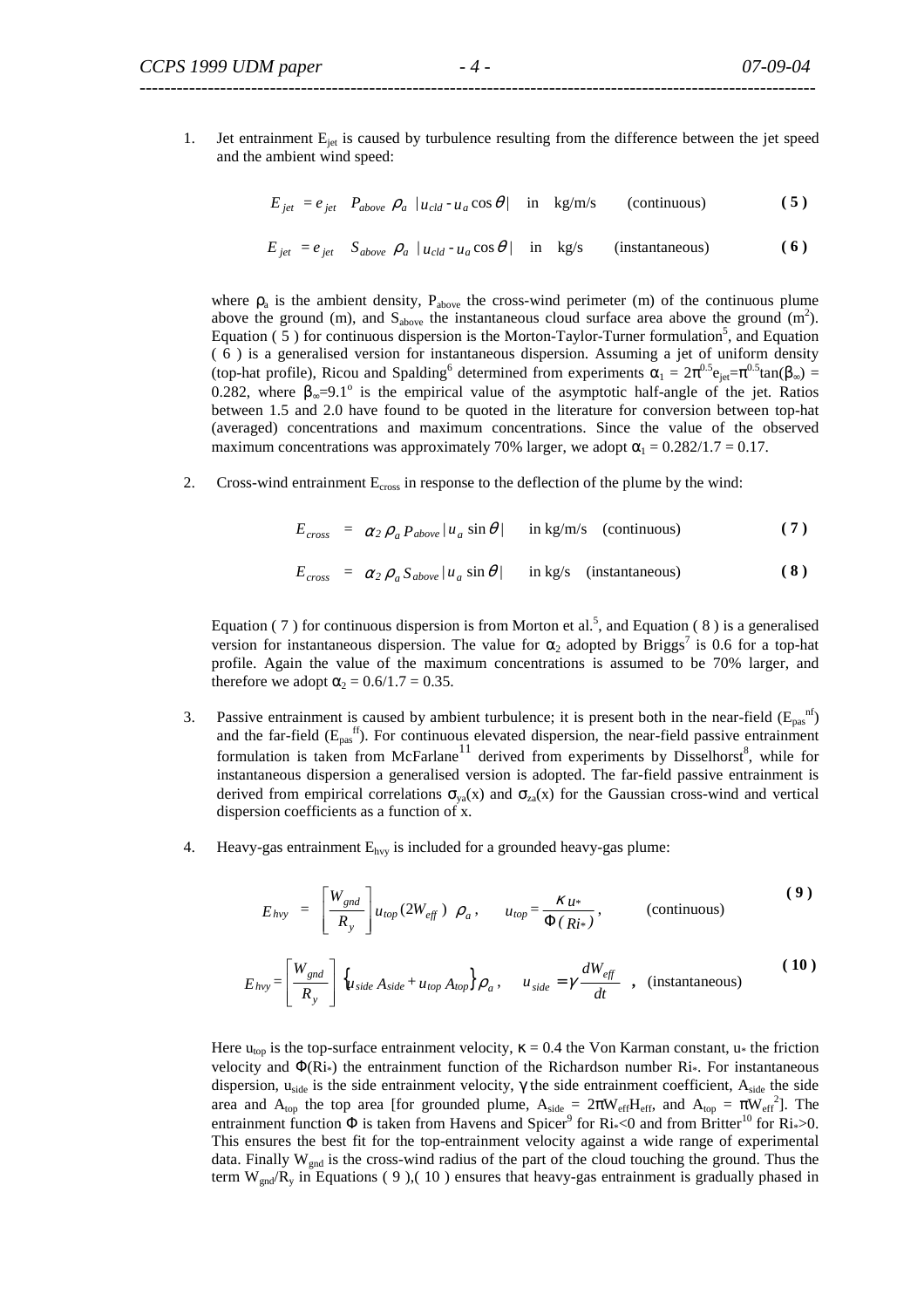1. Jet entrainment $E_{jet}$ is caused by turbulence resulting from the difference between the jet speed and the ambient wind speed:

$$E_{jet} = e_{jet} \quad P_{above} \ \rho_a \ |u_{cld} - u_a \cos\theta| \quad \text{in} \quad \text{kg/m/s} \qquad \text{(continuous)} \tag{5}$$

$$E_{jet} = e_{jet} \quad S_{above} \ \rho_a \ |u_{cld} - u_a \cos\theta| \quad \text{in} \quad \text{kg/s} \qquad \text{(instantaneous)} \tag{6}$$

where $\rho_a$ is the ambient density, $P_{above}$ the cross-wind perimeter (m) of the continuous plume above the ground (m), and $S_{above}$ the instantaneous cloud surface area above the ground ($m^2$). Equation ( 5 ) for continuous dispersion is the Morton-Taylor-Turner formulation[5], and Equation ( 6 ) is a generalised version for instantaneous dispersion. Assuming a jet of uniform density (top-hat profile), Ricou and Spalding[6] determined from experiments $\alpha_1 = 2\pi^{0.5} e_{jet} = \pi^{0.5}\tan(\beta_\infty) = 0.282$, where $\beta_\infty = 9.1^o$ is the empirical value of the asymptotic half-angle of the jet. Ratios between 1.5 and 2.0 have found to be quoted in the literature for conversion between top-hat (averaged) concentrations and maximum concentrations. Since the value of the observed maximum concentrations was approximately 70% larger, we adopt $\alpha_1 = 0.282/1.7 = 0.17$.

2. Cross-wind entrainment $E_{cross}$ in response to the deflection of the plume by the wind:

$$E_{cross} = \alpha_2 \, \rho_a \, P_{above} \, |u_a \sin\theta| \qquad \text{in kg/m/s} \quad \text{(continuous)} \tag{7}$$

$$E_{cross} = \alpha_2 \, \rho_a \, S_{above} \, |u_a \sin\theta| \qquad \text{in kg/s} \quad \text{(instantaneous)} \tag{8}$$

Equation ( 7 ) for continuous dispersion is from Morton et al.[5], and Equation ( 8 ) is a generalised version for instantaneous dispersion. The value for $\alpha_2$ adopted by Briggs[7] is 0.6 for a top-hat profile. Again the value of the maximum concentrations is assumed to be 70% larger, and therefore we adopt $\alpha_2 = 0.6/1.7 = 0.35$.

3. Passive entrainment is caused by ambient turbulence; it is present both in the near-field ($E_{pas}^{nf}$) and the far-field ($E_{pas}^{ff}$). For continuous elevated dispersion, the near-field passive entrainment formulation is taken from McFarlane[11] derived from experiments by Disselhorst[8], while for instantaneous dispersion a generalised version is adopted. The far-field passive entrainment is derived from empirical correlations $\sigma_{ya}(x)$ and $\sigma_{za}(x)$ for the Gaussian cross-wind and vertical dispersion coefficients as a function of x.

4. Heavy-gas entrainment $E_{hvy}$ is included for a grounded heavy-gas plume:

$$E_{hvy} = \left[\frac{W_{gnd}}{R_y}\right] u_{top}(2W_{eff}) \ \rho_a, \qquad u_{top} = \frac{\kappa \, u_*}{\Phi(Ri_*)}, \qquad \text{(continuous)} \tag{9}$$

$$E_{hvy} = \left[\frac{W_{gnd}}{R_y}\right] \left\{ u_{side} A_{side} + u_{top} A_{top} \right\} \rho_a, \qquad u_{side} = \gamma \frac{dW_{eff}}{dt}, \quad \text{(instantaneous)} \tag{10}$$

Here $u_{top}$ is the top-surface entrainment velocity, $\kappa = 0.4$ the Von Karman constant, $u_*$ the friction velocity and $\Phi(Ri_*)$ the entrainment function of the Richardson number $Ri_*$. For instantaneous dispersion, $u_{side}$ is the side entrainment velocity, $\gamma$ the side entrainment coefficient, $A_{side}$ the side area and $A_{top}$ the top area [for grounded plume, $A_{side} = 2\pi W_{eff} H_{eff}$, and $A_{top} = \pi W_{eff}^2$]. The entrainment function $\Phi$ is taken from Havens and Spicer[9] for $Ri_* < 0$ and from Britter[10] for $Ri_* > 0$. This ensures the best fit for the top-entrainment velocity against a wide range of experimental data. Finally $W_{gnd}$ is the cross-wind radius of the part of the cloud touching the ground. Thus the term $W_{gnd}/R_y$ in Equations ( 9 ),( 10 ) ensures that heavy-gas entrainment is gradually phased in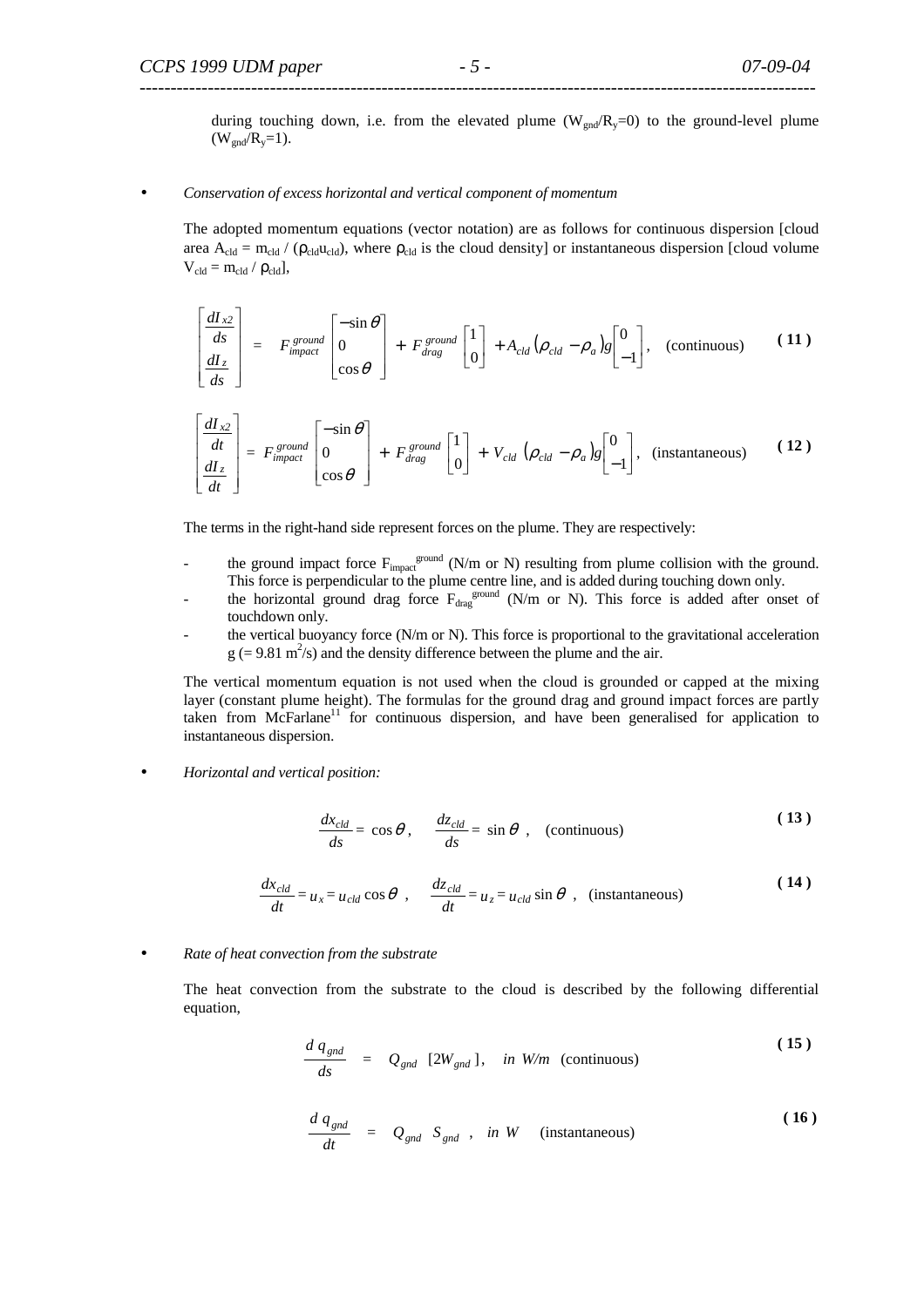during touching down, i.e. from the elevated plume ($W_{gnd}/R_y=0$) to the ground-level plume ($W_{gnd}/R_y=1$).

- *Conservation of excess horizontal and vertical component of momentum*

  The adopted momentum equations (vector notation) are as follows for continuous dispersion [cloud area $A_{cld} = m_{cld} / (\rho_{cld} u_{cld})$, where $\rho_{cld}$ is the cloud density] or instantaneous dispersion [cloud volume $V_{cld} = m_{cld} / \rho_{cld}$],

$$\begin{bmatrix} \dfrac{dI_{x2}}{ds} \\ \dfrac{dI_z}{ds} \end{bmatrix} = F_{impact}^{ground} \begin{bmatrix} -\sin\theta \\ 0 \\ \cos\theta \end{bmatrix} + F_{drag}^{ground} \begin{bmatrix} 1 \\ 0 \end{bmatrix} + A_{cld} \left(\rho_{cld} - \rho_a\right) g \begin{bmatrix} 0 \\ -1 \end{bmatrix}, \quad \text{(continuous)} \tag{11}$$

$$\begin{bmatrix} \dfrac{dI_{x2}}{dt} \\ \dfrac{dI_z}{dt} \end{bmatrix} = F_{impact}^{ground} \begin{bmatrix} -\sin\theta \\ 0 \\ \cos\theta \end{bmatrix} + F_{drag}^{ground} \begin{bmatrix} 1 \\ 0 \end{bmatrix} + V_{cld} \left(\rho_{cld} - \rho_a\right) g \begin{bmatrix} 0 \\ -1 \end{bmatrix}, \quad \text{(instantaneous)} \tag{12}$$

  The terms in the right-hand side represent forces on the plume. They are respectively:

  - the ground impact force $F_{impact}^{ground}$ (N/m or N) resulting from plume collision with the ground. This force is perpendicular to the plume centre line, and is added during touching down only.
  - the horizontal ground drag force $F_{drag}^{ground}$ (N/m or N). This force is added after onset of touchdown only.
  - the vertical buoyancy force (N/m or N). This force is proportional to the gravitational acceleration $g$ (= 9.81 $m^2/s$) and the density difference between the plume and the air.

  The vertical momentum equation is not used when the cloud is grounded or capped at the mixing layer (constant plume height). The formulas for the ground drag and ground impact forces are partly taken from McFarlane[11] for continuous dispersion, and have been generalised for application to instantaneous dispersion.

- *Horizontal and vertical position:*

$$\frac{dx_{cld}}{ds} = \cos\theta, \quad \frac{dz_{cld}}{ds} = \sin\theta, \quad \text{(continuous)} \tag{13}$$

$$\frac{dx_{cld}}{dt} = u_x = u_{cld}\cos\theta, \quad \frac{dz_{cld}}{dt} = u_z = u_{cld}\sin\theta, \quad \text{(instantaneous)} \tag{14}$$

- *Rate of heat convection from the substrate*

  The heat convection from the substrate to the cloud is described by the following differential equation,

$$\frac{d\,q_{gnd}}{ds} = Q_{gnd}\ [2W_{gnd}], \quad in\ W/m \quad \text{(continuous)} \tag{15}$$

$$\frac{d\,q_{gnd}}{dt} = Q_{gnd}\ S_{gnd}, \quad in\ W \quad \text{(instantaneous)} \tag{16}$$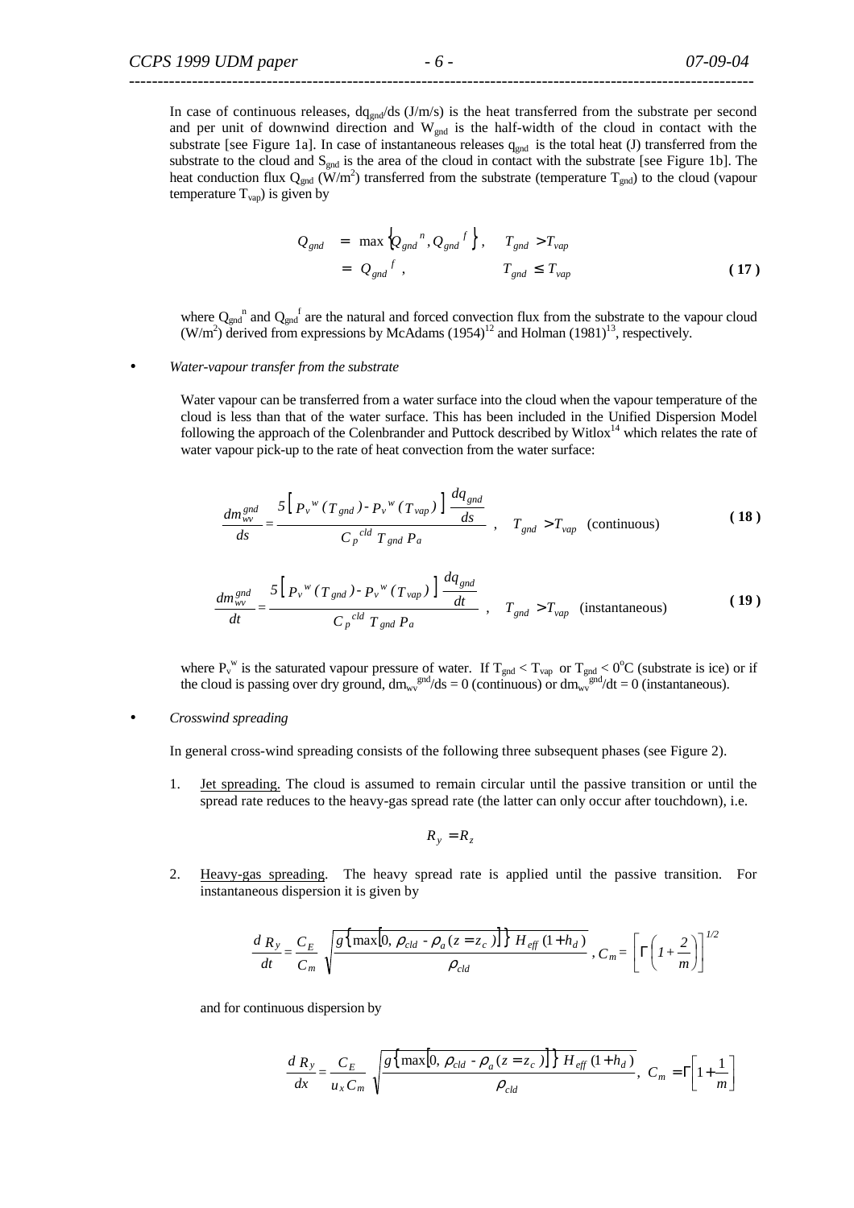In case of continuous releases, $dq_{gnd}/ds$ (J/m/s) is the heat transferred from the substrate per second and per unit of downwind direction and $W_{gnd}$ is the half-width of the cloud in contact with the substrate [see Figure 1a]. In case of instantaneous releases $q_{gnd}$ is the total heat (J) transferred from the substrate to the cloud and $S_{gnd}$ is the area of the cloud in contact with the substrate [see Figure 1b]. The heat conduction flux $Q_{gnd}$ (W/m$^2$) transferred from the substrate (temperature $T_{gnd}$) to the cloud (vapour temperature $T_{vap}$) is given by

$$
\begin{aligned}
Q_{gnd} &= \max\left\{ Q_{gnd}{}^{n}, Q_{gnd}{}^{f} \right\}, \quad && T_{gnd} > T_{vap} \\
&= Q_{gnd}{}^{f}, && T_{gnd} \le T_{vap}
\end{aligned}
\qquad (17)
$$

where $Q_{gnd}{}^{n}$ and $Q_{gnd}{}^{f}$ are the natural and forced convection flux from the substrate to the vapour cloud (W/m$^2$) derived from expressions by McAdams (1954)[12] and Holman (1981)[13], respectively.

- *Water-vapour transfer from the substrate*

  Water vapour can be transferred from a water surface into the cloud when the vapour temperature of the cloud is less than that of the water surface. This has been included in the Unified Dispersion Model following the approach of the Colenbrander and Puttock described by Witlox[14] which relates the rate of water vapour pick-up to the rate of heat convection from the water surface:

$$
\frac{dm_{wv}^{gnd}}{ds} = \frac{5\left[ P_v{}^{w}(T_{gnd}) - P_v{}^{w}(T_{vap}) \right] \dfrac{dq_{gnd}}{ds}}{C_p{}^{cld}\, T_{gnd}\, P_a}, \quad T_{gnd} > T_{vap} \quad \text{(continuous)} \qquad (18)
$$

$$
\frac{dm_{wv}^{gnd}}{dt} = \frac{5\left[ P_v{}^{w}(T_{gnd}) - P_v{}^{w}(T_{vap}) \right] \dfrac{dq_{gnd}}{dt}}{C_p{}^{cld}\, T_{gnd}\, P_a}, \quad T_{gnd} > T_{vap} \quad \text{(instantaneous)} \qquad (19)
$$

  where $P_v{}^{w}$ is the saturated vapour pressure of water. If $T_{gnd} < T_{vap}$ or $T_{gnd} < 0^oC$ (substrate is ice) or if the cloud is passing over dry ground, $dm_{wv}{}^{gnd}/ds = 0$ (continuous) or $dm_{wv}{}^{gnd}/dt = 0$ (instantaneous).

- *Crosswind spreading*

  In general cross-wind spreading consists of the following three subsequent phases (see Figure 2).

  1. Jet spreading. The cloud is assumed to remain circular until the passive transition or until the spread rate reduces to the heavy-gas spread rate (the latter can only occur after touchdown), i.e.

$$
R_y = R_z
$$

  2. Heavy-gas spreading. The heavy spread rate is applied until the passive transition. For instantaneous dispersion it is given by

$$
\frac{dR_y}{dt} = \frac{C_E}{C_m} \sqrt{\frac{g\left\{ \max\left[0, \rho_{cld} - \rho_a(z = z_c)\right] \right\} H_{eff}(1 + h_d)}{\rho_{cld}}}, \quad C_m = \left[ \Gamma\left(1 + \frac{2}{m}\right) \right]^{1/2}
$$

  and for continuous dispersion by

$$
\frac{dR_y}{dx} = \frac{C_E}{u_x C_m} \sqrt{\frac{g\left\{ \max\left[0, \rho_{cld} - \rho_a(z = z_c)\right] \right\} H_{eff}(1 + h_d)}{\rho_{cld}}}, \quad C_m = \Gamma\left[ 1 + \frac{1}{m} \right]
$$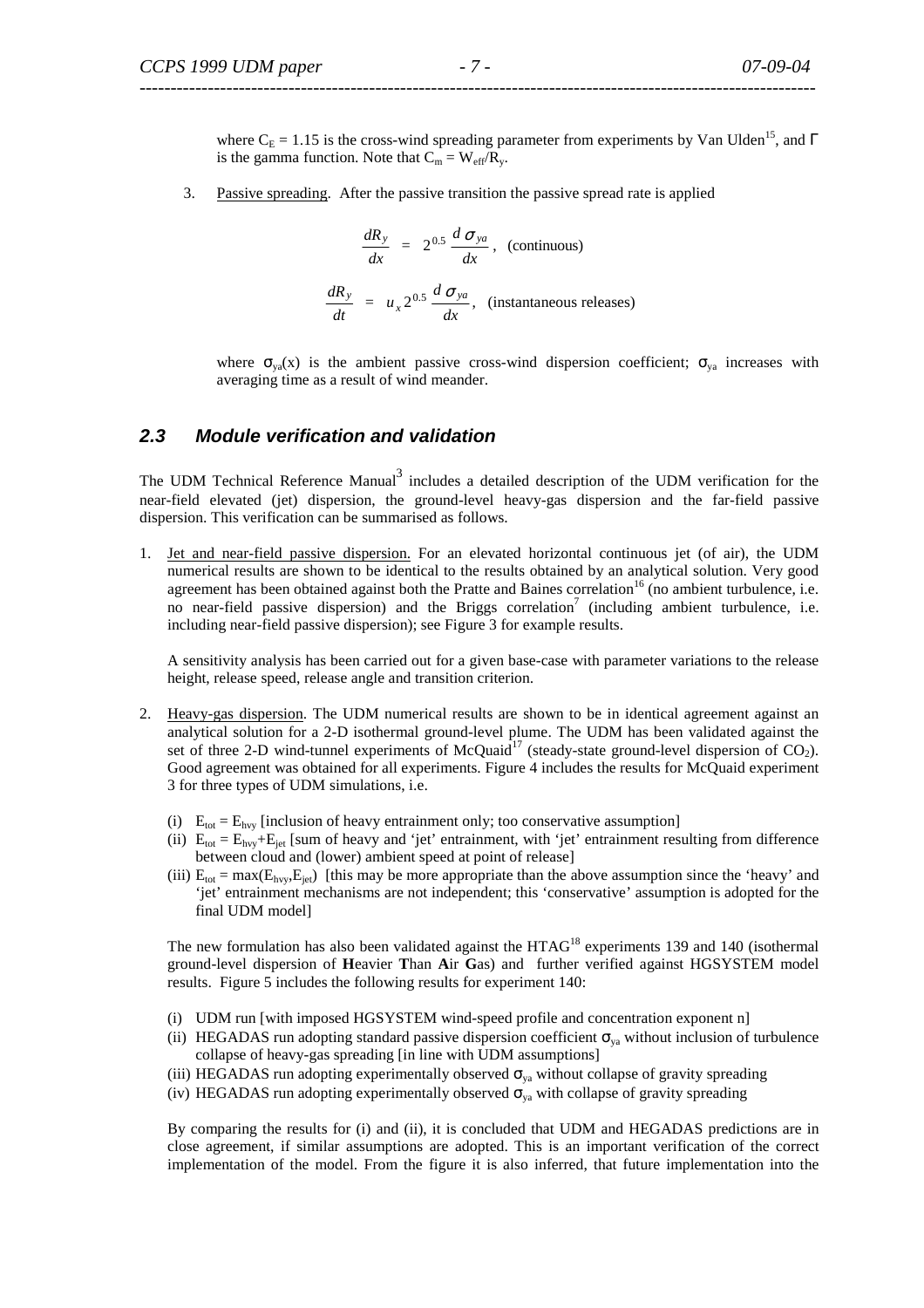where $C_E = 1.15$ is the cross-wind spreading parameter from experiments by Van Ulden[15], and $\Gamma$ is the gamma function. Note that $C_m = W_{eff}/R_y$.

3. Passive spreading. After the passive transition the passive spread rate is applied

$$\frac{dR_y}{dx} = 2^{0.5}\frac{d\sigma_{ya}}{dx}, \quad \text{(continuous)}$$

$$\frac{dR_y}{dt} = u_x 2^{0.5}\frac{d\sigma_{ya}}{dx}, \quad \text{(instantaneous releases)}$$

where $\sigma_{ya}(x)$ is the ambient passive cross-wind dispersion coefficient; $\sigma_{ya}$ increases with averaging time as a result of wind meander.

### *2.3 Module verification and validation*

The UDM Technical Reference Manual[3] includes a detailed description of the UDM verification for the near-field elevated (jet) dispersion, the ground-level heavy-gas dispersion and the far-field passive dispersion. This verification can be summarised as follows.

1. Jet and near-field passive dispersion. For an elevated horizontal continuous jet (of air), the UDM numerical results are shown to be identical to the results obtained by an analytical solution. Very good agreement has been obtained against both the Pratte and Baines correlation[16] (no ambient turbulence, i.e. no near-field passive dispersion) and the Briggs correlation[7] (including ambient turbulence, i.e. including near-field passive dispersion); see Figure 3 for example results.

   A sensitivity analysis has been carried out for a given base-case with parameter variations to the release height, release speed, release angle and transition criterion.

2. Heavy-gas dispersion. The UDM numerical results are shown to be in identical agreement against an analytical solution for a 2-D isothermal ground-level plume. The UDM has been validated against the set of three 2-D wind-tunnel experiments of McQuaid[17] (steady-state ground-level dispersion of $CO_2$). Good agreement was obtained for all experiments. Figure 4 includes the results for McQuaid experiment 3 for three types of UDM simulations, i.e.

   (i) $E_{tot} = E_{hvy}$ [inclusion of heavy entrainment only; too conservative assumption]
   (ii) $E_{tot} = E_{hvy}+E_{jet}$ [sum of heavy and 'jet' entrainment, with 'jet' entrainment resulting from difference between cloud and (lower) ambient speed at point of release]
   (iii) $E_{tot} = \max(E_{hvy},E_{jet})$ [this may be more appropriate than the above assumption since the 'heavy' and 'jet' entrainment mechanisms are not independent; this 'conservative' assumption is adopted for the final UDM model]

   The new formulation has also been validated against the HTAG[18] experiments 139 and 140 (isothermal ground-level dispersion of **H**eavier **T**han **A**ir **G**as) and further verified against HGSYSTEM model results. Figure 5 includes the following results for experiment 140:

   (i) UDM run [with imposed HGSYSTEM wind-speed profile and concentration exponent n]
   (ii) HEGADAS run adopting standard passive dispersion coefficient $\sigma_{ya}$ without inclusion of turbulence collapse of heavy-gas spreading [in line with UDM assumptions]
   (iii) HEGADAS run adopting experimentally observed $\sigma_{ya}$ without collapse of gravity spreading
   (iv) HEGADAS run adopting experimentally observed $\sigma_{ya}$ with collapse of gravity spreading

   By comparing the results for (i) and (ii), it is concluded that UDM and HEGADAS predictions are in close agreement, if similar assumptions are adopted. This is an important verification of the correct implementation of the model. From the figure it is also inferred, that future implementation into the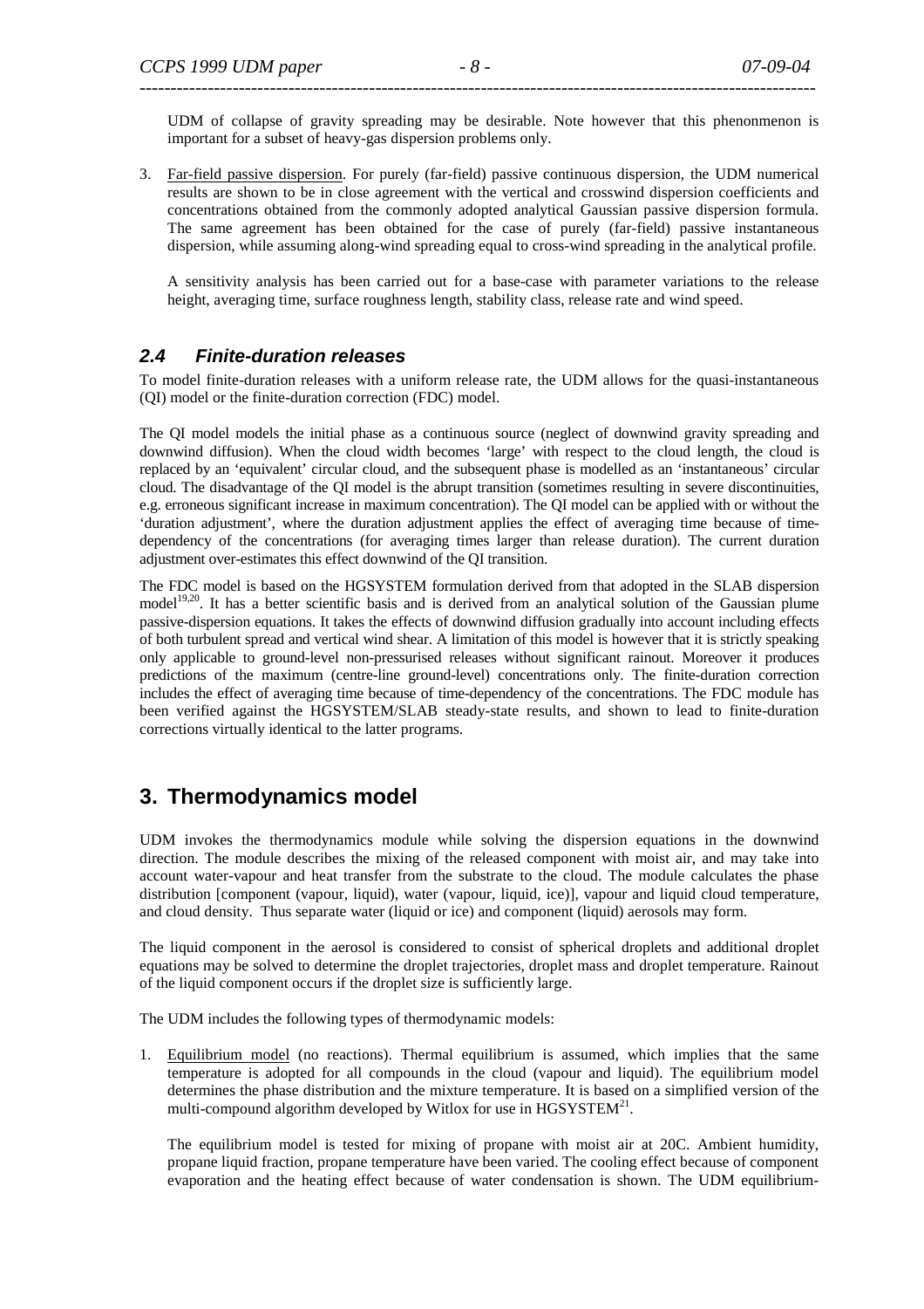UDM of collapse of gravity spreading may be desirable. Note however that this phenonmenon is important for a subset of heavy-gas dispersion problems only.

3. Far-field passive dispersion. For purely (far-field) passive continuous dispersion, the UDM numerical results are shown to be in close agreement with the vertical and crosswind dispersion coefficients and concentrations obtained from the commonly adopted analytical Gaussian passive dispersion formula. The same agreement has been obtained for the case of purely (far-field) passive instantaneous dispersion, while assuming along-wind spreading equal to cross-wind spreading in the analytical profile.

   A sensitivity analysis has been carried out for a base-case with parameter variations to the release height, averaging time, surface roughness length, stability class, release rate and wind speed.

### 2.4 Finite-duration releases

To model finite-duration releases with a uniform release rate, the UDM allows for the quasi-instantaneous (QI) model or the finite-duration correction (FDC) model.

The QI model models the initial phase as a continuous source (neglect of downwind gravity spreading and downwind diffusion). When the cloud width becomes 'large' with respect to the cloud length, the cloud is replaced by an 'equivalent' circular cloud, and the subsequent phase is modelled as an 'instantaneous' circular cloud. The disadvantage of the QI model is the abrupt transition (sometimes resulting in severe discontinuities, e.g. erroneous significant increase in maximum concentration). The QI model can be applied with or without the 'duration adjustment', where the duration adjustment applies the effect of averaging time because of time-dependency of the concentrations (for averaging times larger than release duration). The current duration adjustment over-estimates this effect downwind of the QI transition.

The FDC model is based on the HGSYSTEM formulation derived from that adopted in the SLAB dispersion model[19,20]. It has a better scientific basis and is derived from an analytical solution of the Gaussian plume passive-dispersion equations. It takes the effects of downwind diffusion gradually into account including effects of both turbulent spread and vertical wind shear. A limitation of this model is however that it is strictly speaking only applicable to ground-level non-pressurised releases without significant rainout. Moreover it produces predictions of the maximum (centre-line ground-level) concentrations only. The finite-duration correction includes the effect of averaging time because of time-dependency of the concentrations. The FDC module has been verified against the HGSYSTEM/SLAB steady-state results, and shown to lead to finite-duration corrections virtually identical to the latter programs.

## 3. Thermodynamics model

UDM invokes the thermodynamics module while solving the dispersion equations in the downwind direction. The module describes the mixing of the released component with moist air, and may take into account water-vapour and heat transfer from the substrate to the cloud. The module calculates the phase distribution [component (vapour, liquid), water (vapour, liquid, ice)], vapour and liquid cloud temperature, and cloud density. Thus separate water (liquid or ice) and component (liquid) aerosols may form.

The liquid component in the aerosol is considered to consist of spherical droplets and additional droplet equations may be solved to determine the droplet trajectories, droplet mass and droplet temperature. Rainout of the liquid component occurs if the droplet size is sufficiently large.

The UDM includes the following types of thermodynamic models:

1. Equilibrium model (no reactions). Thermal equilibrium is assumed, which implies that the same temperature is adopted for all compounds in the cloud (vapour and liquid). The equilibrium model determines the phase distribution and the mixture temperature. It is based on a simplified version of the multi-compound algorithm developed by Witlox for use in HGSYSTEM[21].

   The equilibrium model is tested for mixing of propane with moist air at 20C. Ambient humidity, propane liquid fraction, propane temperature have been varied. The cooling effect because of component evaporation and the heating effect because of water condensation is shown. The UDM equilibrium-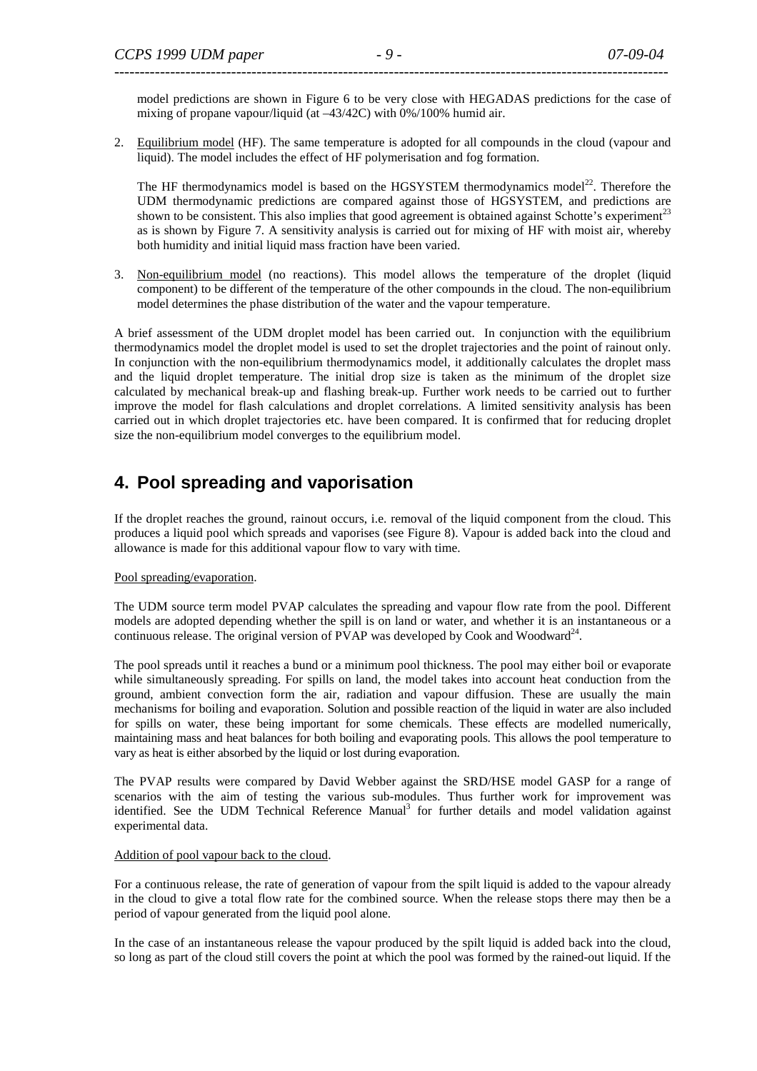model predictions are shown in Figure 6 to be very close with HEGADAS predictions for the case of mixing of propane vapour/liquid (at –43/42C) with 0%/100% humid air.

2. Equilibrium model (HF). The same temperature is adopted for all compounds in the cloud (vapour and liquid). The model includes the effect of HF polymerisation and fog formation.

   The HF thermodynamics model is based on the HGSYSTEM thermodynamics model[22]. Therefore the UDM thermodynamic predictions are compared against those of HGSYSTEM, and predictions are shown to be consistent. This also implies that good agreement is obtained against Schotte's experiment[23] as is shown by Figure 7. A sensitivity analysis is carried out for mixing of HF with moist air, whereby both humidity and initial liquid mass fraction have been varied.

3. Non-equilibrium model (no reactions). This model allows the temperature of the droplet (liquid component) to be different of the temperature of the other compounds in the cloud. The non-equilibrium model determines the phase distribution of the water and the vapour temperature.

A brief assessment of the UDM droplet model has been carried out. In conjunction with the equilibrium thermodynamics model the droplet model is used to set the droplet trajectories and the point of rainout only. In conjunction with the non-equilibrium thermodynamics model, it additionally calculates the droplet mass and the liquid droplet temperature. The initial drop size is taken as the minimum of the droplet size calculated by mechanical break-up and flashing break-up. Further work needs to be carried out to further improve the model for flash calculations and droplet correlations. A limited sensitivity analysis has been carried out in which droplet trajectories etc. have been compared. It is confirmed that for reducing droplet size the non-equilibrium model converges to the equilibrium model.

# 4. Pool spreading and vaporisation

If the droplet reaches the ground, rainout occurs, i.e. removal of the liquid component from the cloud. This produces a liquid pool which spreads and vaporises (see Figure 8). Vapour is added back into the cloud and allowance is made for this additional vapour flow to vary with time.

Pool spreading/evaporation.

The UDM source term model PVAP calculates the spreading and vapour flow rate from the pool. Different models are adopted depending whether the spill is on land or water, and whether it is an instantaneous or a continuous release. The original version of PVAP was developed by Cook and Woodward[24].

The pool spreads until it reaches a bund or a minimum pool thickness. The pool may either boil or evaporate while simultaneously spreading. For spills on land, the model takes into account heat conduction from the ground, ambient convection form the air, radiation and vapour diffusion. These are usually the main mechanisms for boiling and evaporation. Solution and possible reaction of the liquid in water are also included for spills on water, these being important for some chemicals. These effects are modelled numerically, maintaining mass and heat balances for both boiling and evaporating pools. This allows the pool temperature to vary as heat is either absorbed by the liquid or lost during evaporation.

The PVAP results were compared by David Webber against the SRD/HSE model GASP for a range of scenarios with the aim of testing the various sub-modules. Thus further work for improvement was identified. See the UDM Technical Reference Manual[3] for further details and model validation against experimental data.

Addition of pool vapour back to the cloud.

For a continuous release, the rate of generation of vapour from the spilt liquid is added to the vapour already in the cloud to give a total flow rate for the combined source. When the release stops there may then be a period of vapour generated from the liquid pool alone.

In the case of an instantaneous release the vapour produced by the spilt liquid is added back into the cloud, so long as part of the cloud still covers the point at which the pool was formed by the rained-out liquid. If the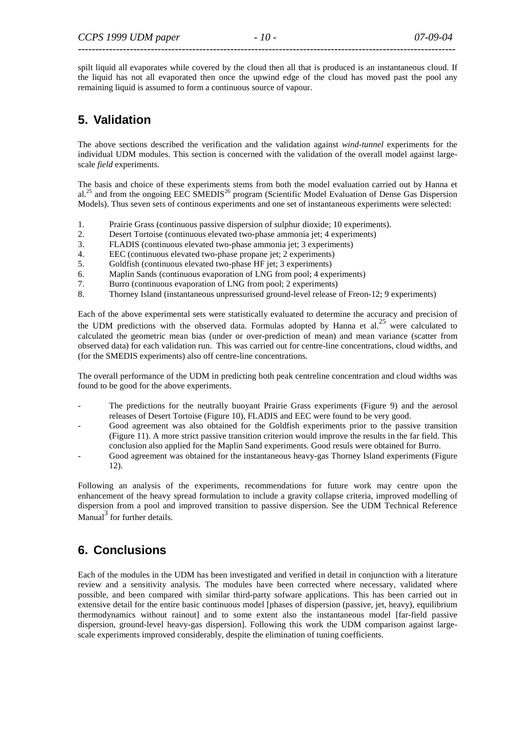spilt liquid all evaporates while covered by the cloud then all that is produced is an instantaneous cloud. If the liquid has not all evaporated then once the upwind edge of the cloud has moved past the pool any remaining liquid is assumed to form a continuous source of vapour.

## 5. Validation

The above sections described the verification and the validation against *wind-tunnel* experiments for the individual UDM modules. This section is concerned with the validation of the overall model against large-scale *field* experiments.

The basis and choice of these experiments stems from both the model evaluation carried out by Hanna et al.[25] and from the ongoing EEC SMEDIS[26] program (Scientific Model Evaluation of Dense Gas Dispersion Models). Thus seven sets of continous experiments and one set of instantaneous experiments were selected:

1. Prairie Grass (continuous passive dispersion of sulphur dioxide; 10 experiments).
2. Desert Tortoise (continuous elevated two-phase ammonia jet; 4 experiments)
3. FLADIS (continuous elevated two-phase ammonia jet; 3 experiments)
4. EEC (continuous elevated two-phase propane jet; 2 experiments)
5. Goldfish (continuous elevated two-phase HF jet; 3 experiments)
6. Maplin Sands (continuous evaporation of LNG from pool; 4 experiments)
7. Burro (continuous evaporation of LNG from pool; 2 experiments)
8. Thorney Island (instantaneous unpressurised ground-level release of Freon-12; 9 experiments)

Each of the above experimental sets were statistically evaluated to determine the accuracy and precision of the UDM predictions with the observed data. Formulas adopted by Hanna et al.[25] were calculated to calculated the geometric mean bias (under or over-prediction of mean) and mean variance (scatter from observed data) for each validation run. This was carried out for centre-line concentrations, cloud widths, and (for the SMEDIS experiments) also off centre-line concentrations.

The overall performance of the UDM in predicting both peak centreline concentration and cloud widths was found to be good for the above experiments.

- The predictions for the neutrally buoyant Prairie Grass experiments (Figure 9) and the aerosol releases of Desert Tortoise (Figure 10), FLADIS and EEC were found to be very good.
- Good agreement was also obtained for the Goldfish experiments prior to the passive transition (Figure 11). A more strict passive transition criterion would improve the results in the far field. This conclusion also applied for the Maplin Sand experiments. Good resuls were obtained for Burro.
- Good agreement was obtained for the instantaneous heavy-gas Thorney Island experiments (Figure 12).

Following an analysis of the experiments, recommendations for future work may centre upon the enhancement of the heavy spread formulation to include a gravity collapse criteria, improved modelling of dispersion from a pool and improved transition to passive dispersion. See the UDM Technical Reference Manual[3] for further details.

## 6. Conclusions

Each of the modules in the UDM has been investigated and verified in detail in conjunction with a literature review and a sensitivity analysis. The modules have been corrected where necessary, validated where possible, and been compared with similar third-party sofware applications. This has been carried out in extensive detail for the entire basic continuous model [phases of dispersion (passive, jet, heavy), equilibrium thermodynamics without rainout] and to some extent also the instantaneous model [far-field passive dispersion, ground-level heavy-gas dispersion]. Following this work the UDM comparison against large-scale experiments improved considerably, despite the elimination of tuning coefficients.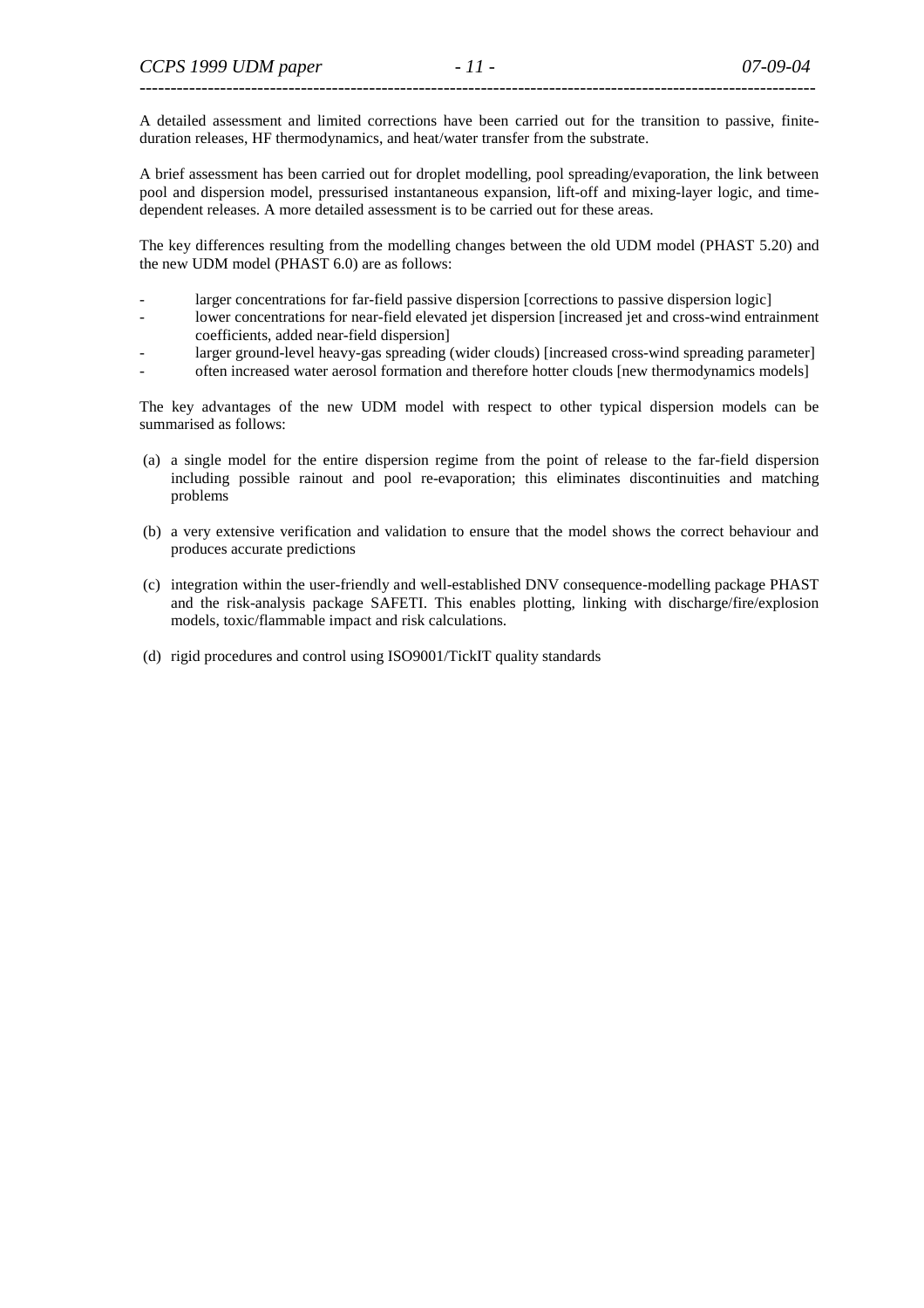A detailed assessment and limited corrections have been carried out for the transition to passive, finite-duration releases, HF thermodynamics, and heat/water transfer from the substrate.

A brief assessment has been carried out for droplet modelling, pool spreading/evaporation, the link between pool and dispersion model, pressurised instantaneous expansion, lift-off and mixing-layer logic, and time-dependent releases. A more detailed assessment is to be carried out for these areas.

The key differences resulting from the modelling changes between the old UDM model (PHAST 5.20) and the new UDM model (PHAST 6.0) are as follows:

- larger concentrations for far-field passive dispersion [corrections to passive dispersion logic]
- lower concentrations for near-field elevated jet dispersion [increased jet and cross-wind entrainment coefficients, added near-field dispersion]
- larger ground-level heavy-gas spreading (wider clouds) [increased cross-wind spreading parameter]
- often increased water aerosol formation and therefore hotter clouds [new thermodynamics models]

The key advantages of the new UDM model with respect to other typical dispersion models can be summarised as follows:

(a) a single model for the entire dispersion regime from the point of release to the far-field dispersion including possible rainout and pool re-evaporation; this eliminates discontinuities and matching problems

(b) a very extensive verification and validation to ensure that the model shows the correct behaviour and produces accurate predictions

(c) integration within the user-friendly and well-established DNV consequence-modelling package PHAST and the risk-analysis package SAFETI. This enables plotting, linking with discharge/fire/explosion models, toxic/flammable impact and risk calculations.

(d) rigid procedures and control using ISO9001/TickIT quality standards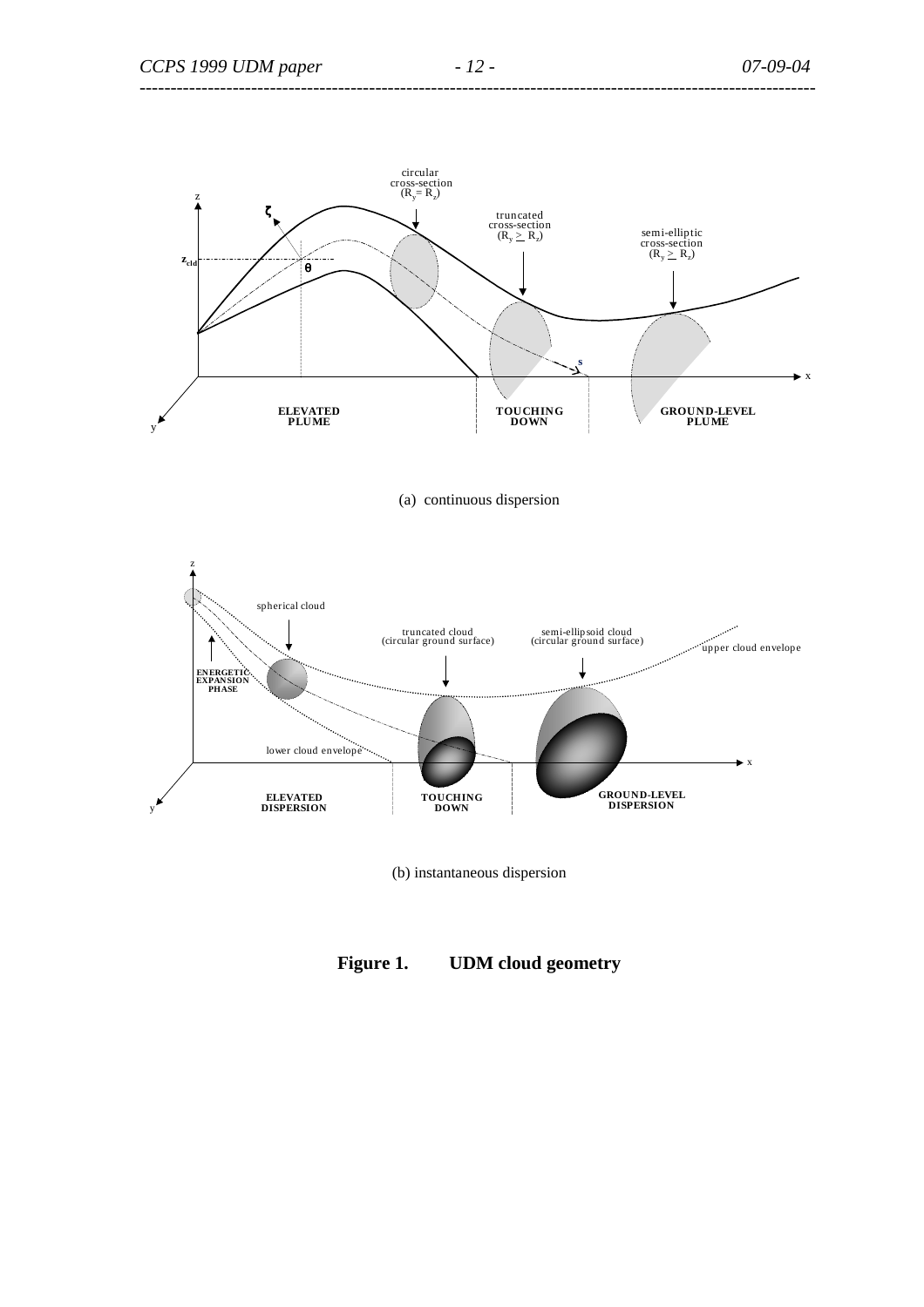(a) continuous dispersion

(b) instantaneous dispersion

**Figure 1. UDM cloud geometry**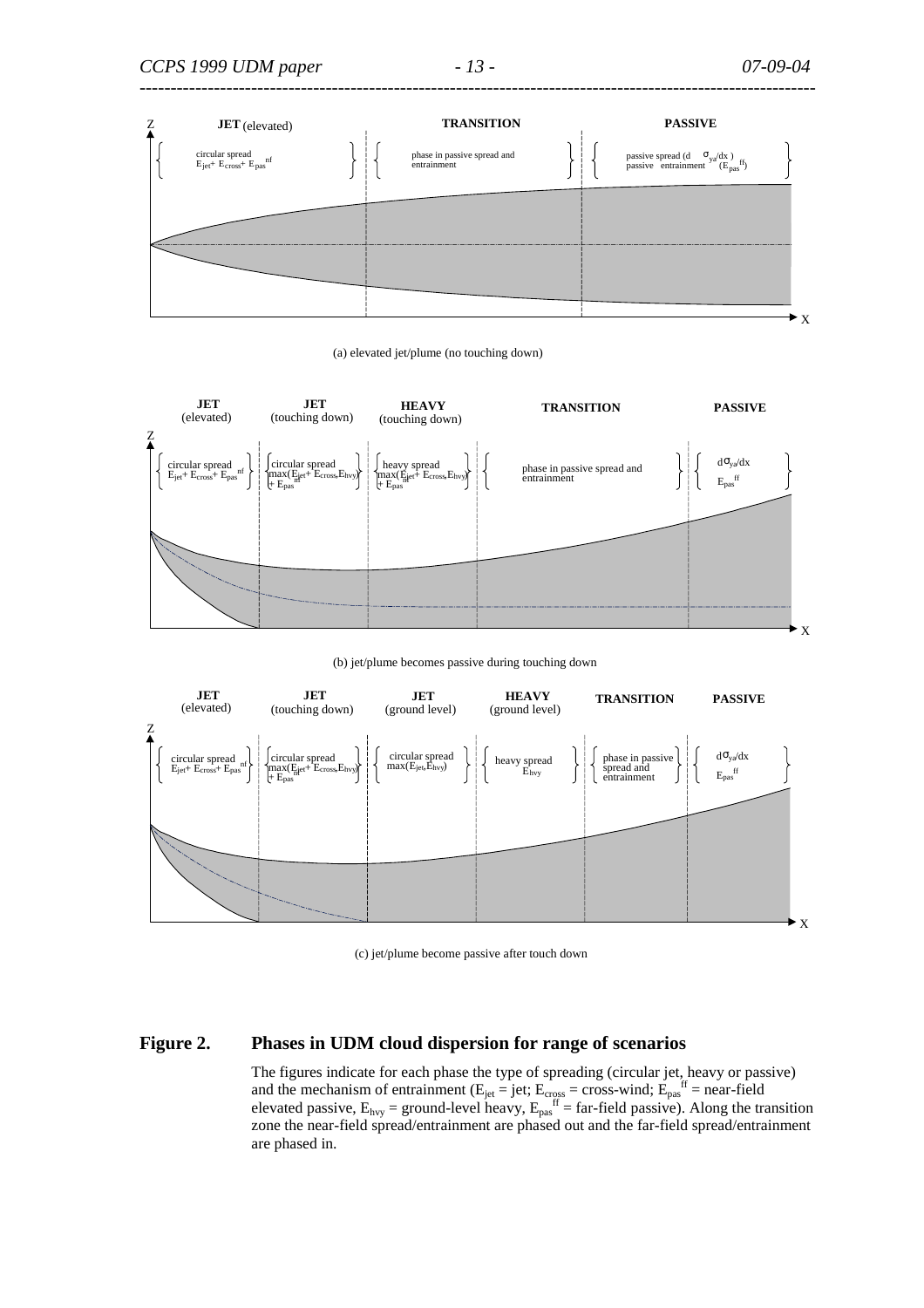(a) elevated jet/plume (no touching down)

(b) jet/plume becomes passive during touching down

(c) jet/plume become passive after touch down

**Figure 2. Phases in UDM cloud dispersion for range of scenarios**

The figures indicate for each phase the type of spreading (circular jet, heavy or passive) and the mechanism of entrainment ($E_{jet}$ = jet; $E_{cross}$ = cross-wind; $E_{pas}^{ff}$ = near-field elevated passive, $E_{hvy}$ = ground-level heavy, $E_{pas}^{ff}$ = far-field passive). Along the transition zone the near-field spread/entrainment are phased out and the far-field spread/entrainment are phased in.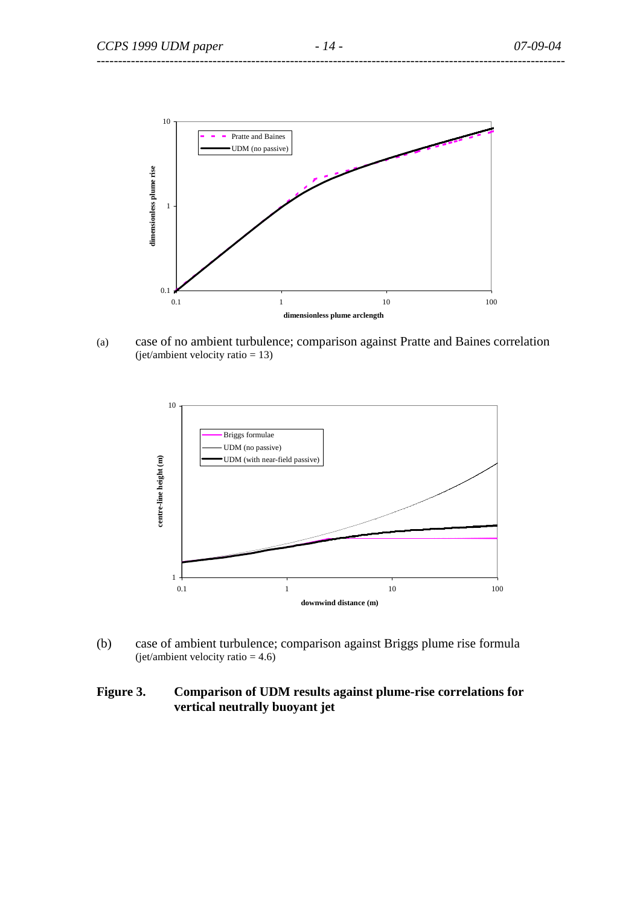(a) case of no ambient turbulence; comparison against Pratte and Baines correlation (jet/ambient velocity ratio = 13)

(b) case of ambient turbulence; comparison against Briggs plume rise formula (jet/ambient velocity ratio = 4.6)

**Figure 3. Comparison of UDM results against plume-rise correlations for vertical neutrally buoyant jet**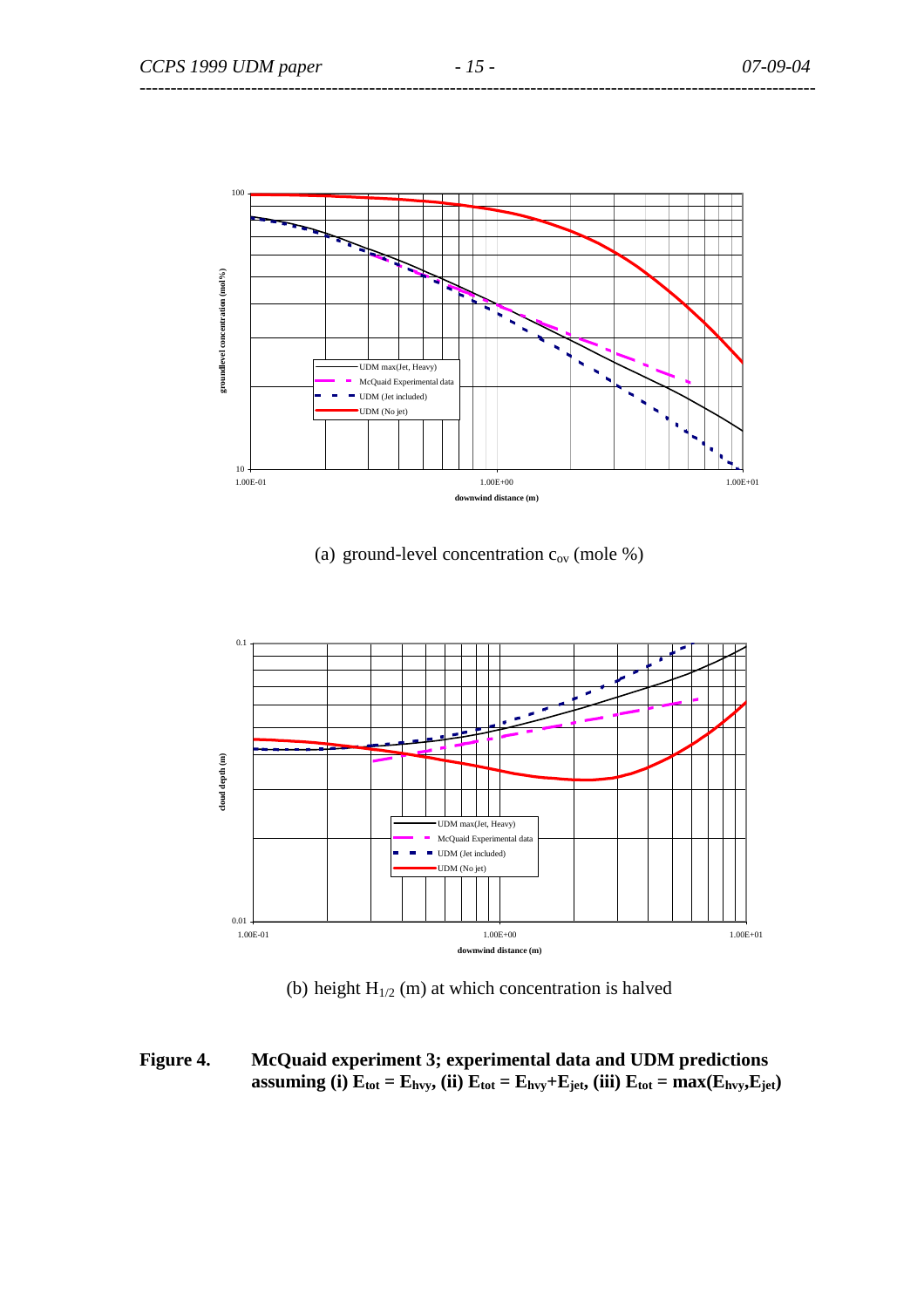(a) ground-level concentration $c_{ov}$ (mole %)

(b) height $H_{1/2}$ (m) at which concentration is halved

**Figure 4. McQuaid experiment 3; experimental data and UDM predictions assuming (i) $E_{tot} = E_{hvy}$, (ii) $E_{tot} = E_{hvy}+E_{jet}$, (iii) $E_{tot} = \max(E_{hvy},E_{jet})$**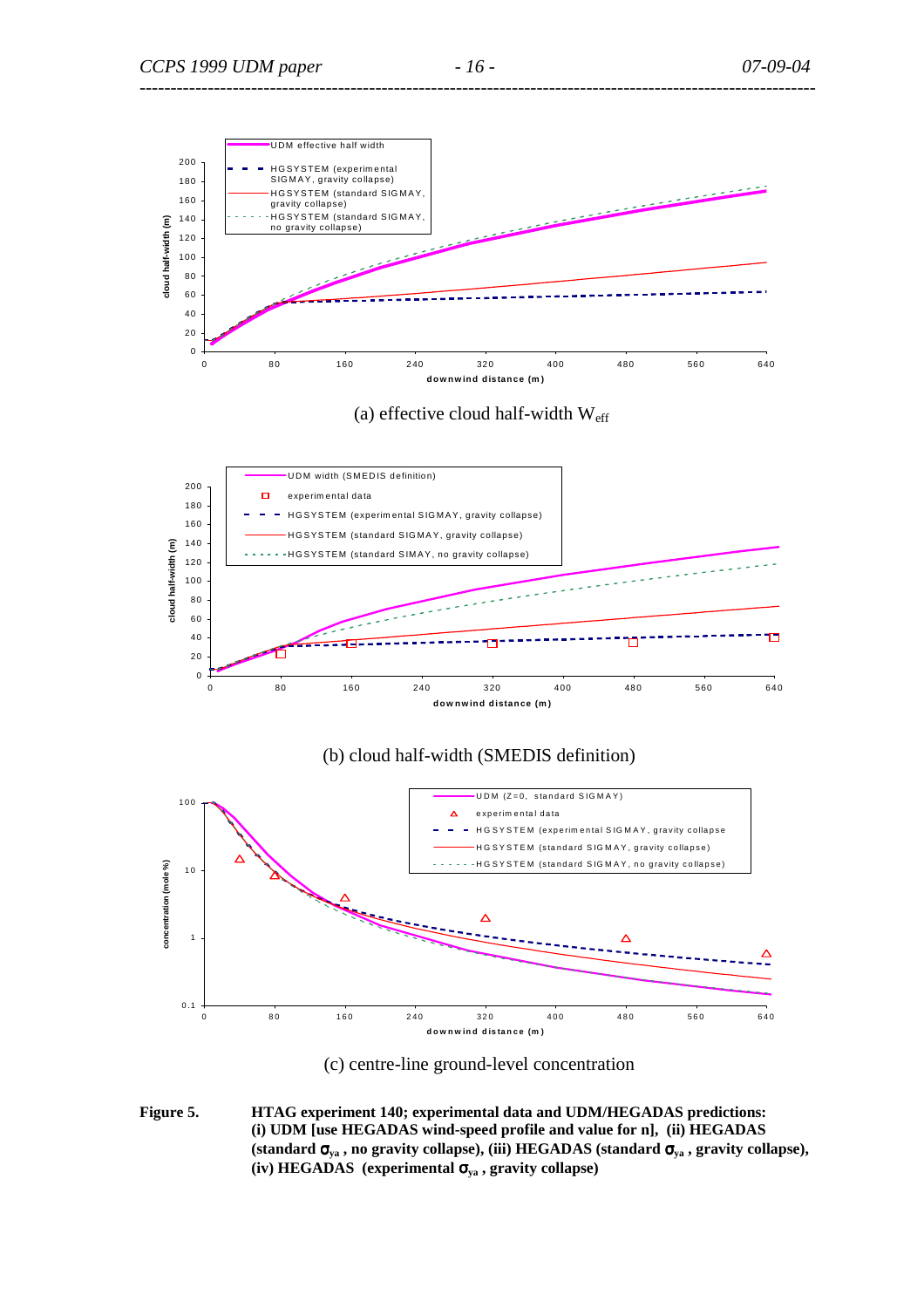(a) effective cloud half-width $W_{eff}$

(b) cloud half-width (SMEDIS definition)

(c) centre-line ground-level concentration

**Figure 5. HTAG experiment 140; experimental data and UDM/HEGADAS predictions: (i) UDM [use HEGADAS wind-speed profile and value for n], (ii) HEGADAS (standard $\sigma_{ya}$ , no gravity collapse), (iii) HEGADAS (standard $\sigma_{ya}$ , gravity collapse), (iv) HEGADAS (experimental $\sigma_{ya}$ , gravity collapse)**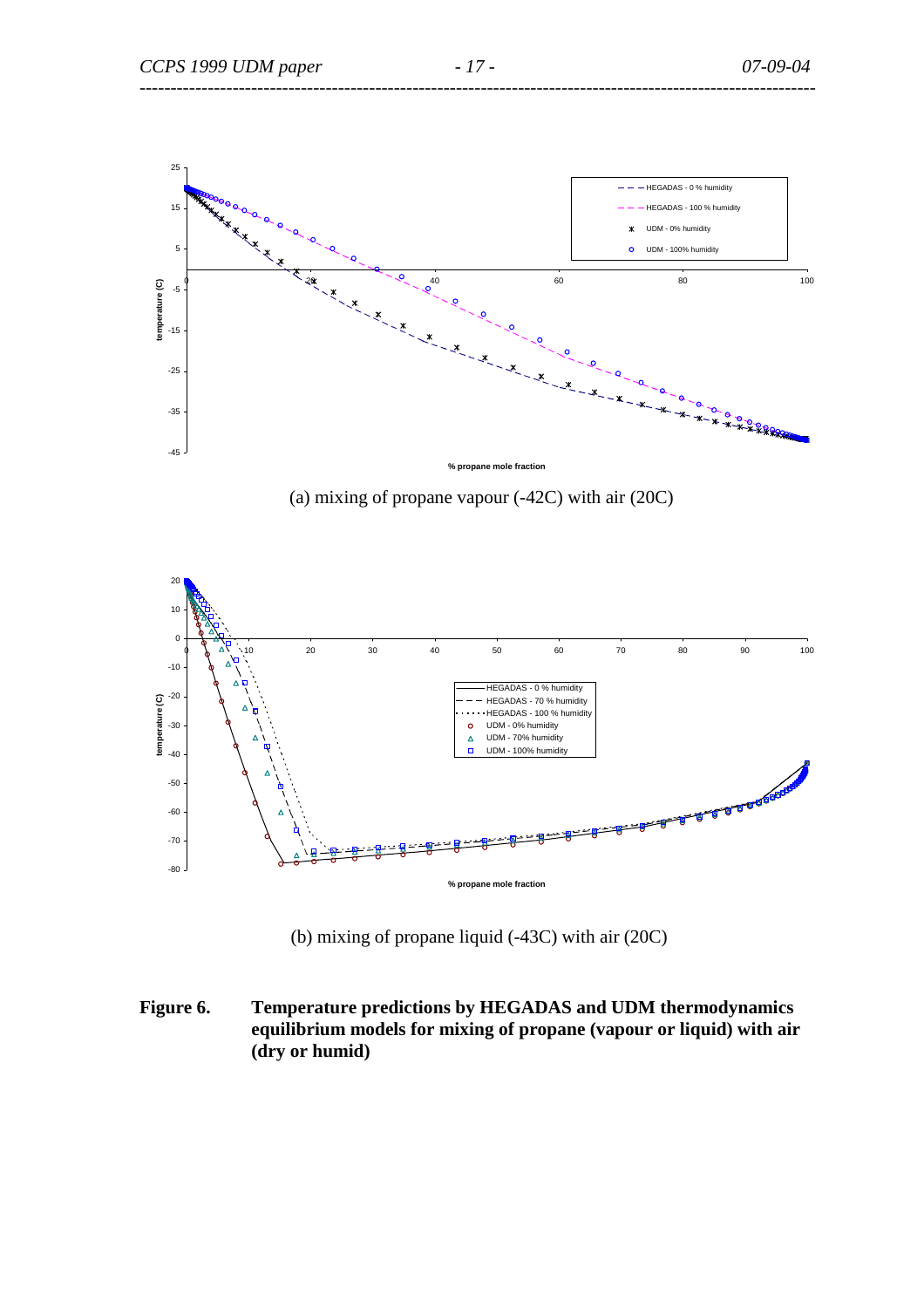(a) mixing of propane vapour (-42C) with air (20C)

(b) mixing of propane liquid (-43C) with air (20C)

**Figure 6. Temperature predictions by HEGADAS and UDM thermodynamics equilibrium models for mixing of propane (vapour or liquid) with air (dry or humid)**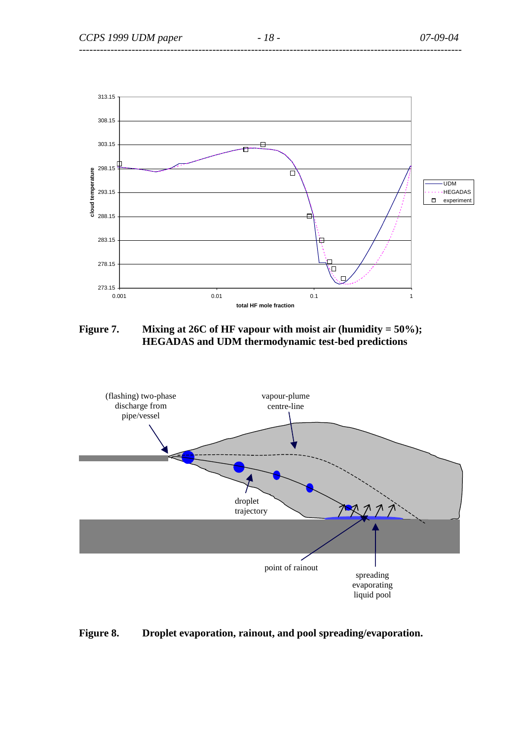**Figure 7.** **Mixing at 26C of HF vapour with moist air (humidity = 50%); HEGADAS and UDM thermodynamic test-bed predictions**

**Figure 8.** **Droplet evaporation, rainout, and pool spreading/evaporation.**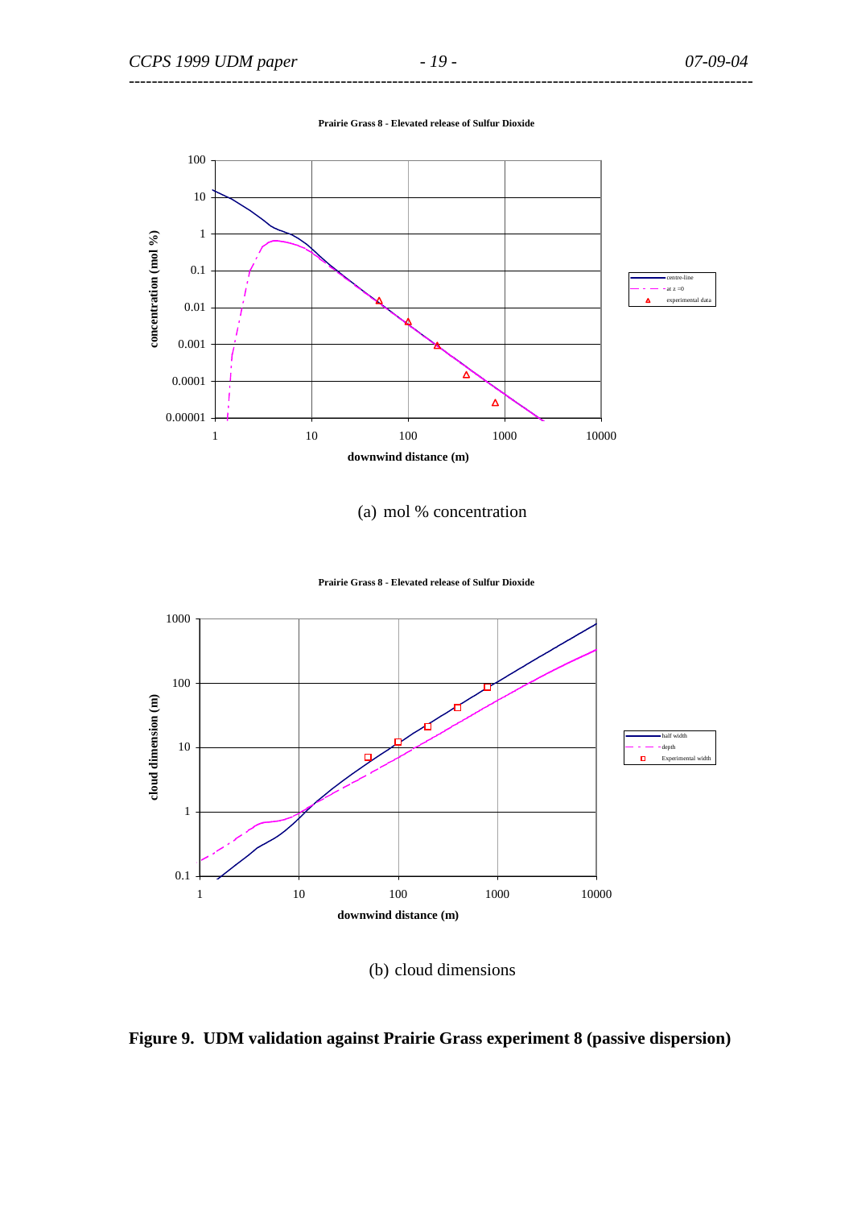Prairie Grass 8 - Elevated release of Sulfur Dioxide

(a) mol % concentration

Prairie Grass 8 - Elevated release of Sulfur Dioxide

(b) cloud dimensions

**Figure 9. UDM validation against Prairie Grass experiment 8 (passive dispersion)**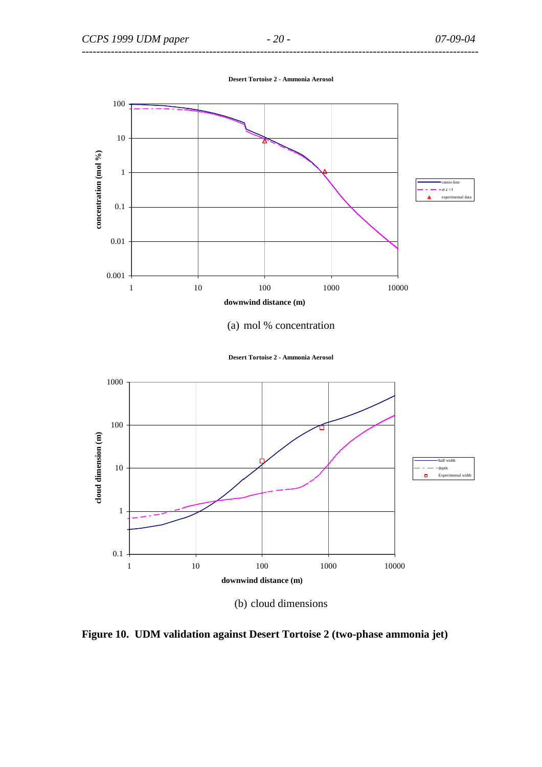Desert Tortoise 2 - Ammonia Aerosol

(a) mol % concentration

Desert Tortoise 2 - Ammonia Aerosol

(b) cloud dimensions

**Figure 10. UDM validation against Desert Tortoise 2 (two-phase ammonia jet)**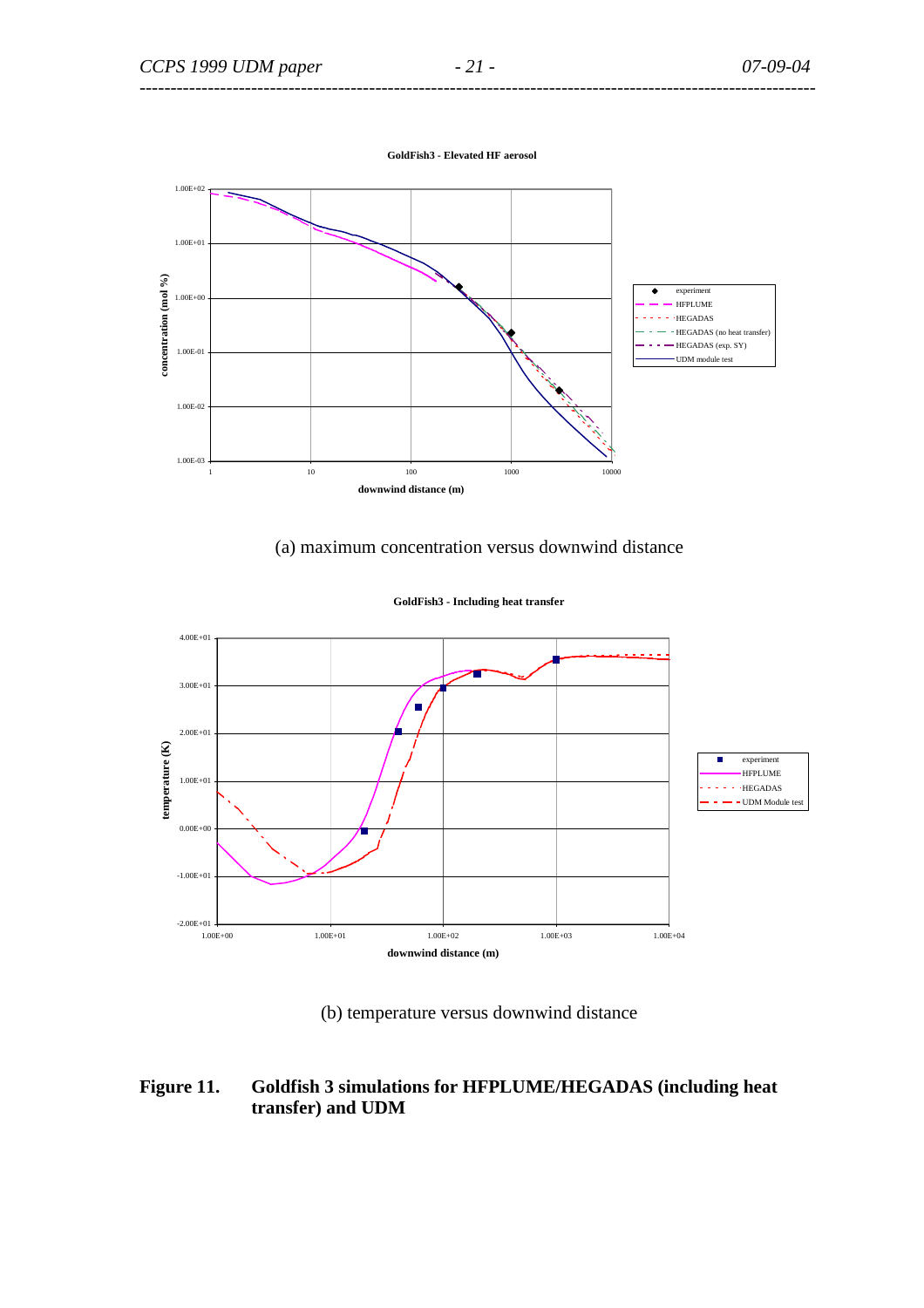GoldFish3 - Elevated HF aerosol

(a) maximum concentration versus downwind distance

GoldFish3 - Including heat transfer

(b) temperature versus downwind distance

**Figure 11. Goldfish 3 simulations for HFPLUME/HEGADAS (including heat transfer) and UDM**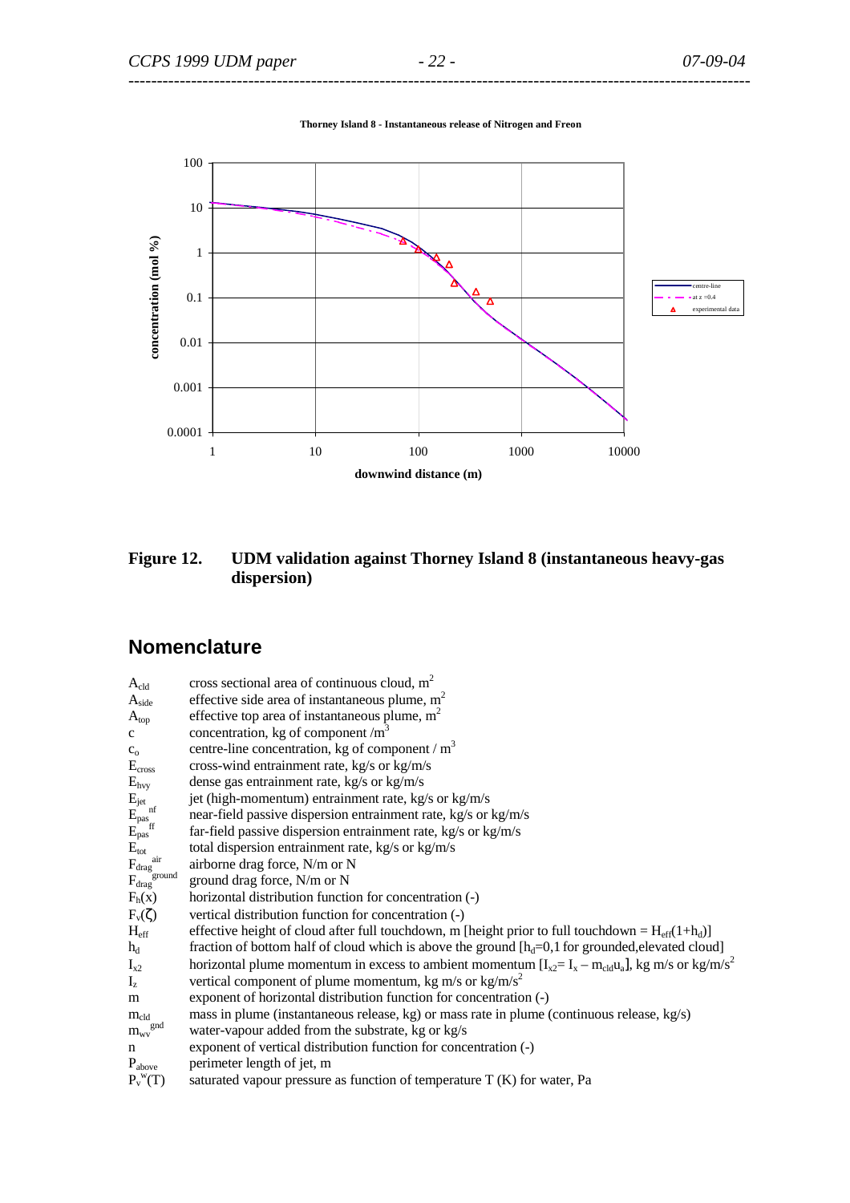**Thorney Island 8 - Instantaneous release of Nitrogen and Freon**

**Figure 12. UDM validation against Thorney Island 8 (instantaneous heavy-gas dispersion)**

## Nomenclature

| | |
|---|---|
| $A_{cld}$ | cross sectional area of continuous cloud, $m^2$ |
| $A_{side}$ | effective side area of instantaneous plume, $m^2$ |
| $A_{top}$ | effective top area of instantaneous plume, $m^2$ |
| c | concentration, kg of component /$m^3$ |
| $c_o$ | centre-line concentration, kg of component / $m^3$ |
| $E_{cross}$ | cross-wind entrainment rate, kg/s or kg/m/s |
| $E_{hvy}$ | dense gas entrainment rate, kg/s or kg/m/s |
| $E_{jet}$ | jet (high-momentum) entrainment rate, kg/s or kg/m/s |
| $E_{pas}^{nf}$ | near-field passive dispersion entrainment rate, kg/s or kg/m/s |
| $E_{pas}^{ff}$ | far-field passive dispersion entrainment rate, kg/s or kg/m/s |
| $E_{tot}$ | total dispersion entrainment rate, kg/s or kg/m/s |
| $F_{drag}^{air}$ | airborne drag force, N/m or N |
| $F_{drag}^{ground}$ | ground drag force, N/m or N |
| $F_h(x)$ | horizontal distribution function for concentration (-) |
| $F_v(\zeta)$ | vertical distribution function for concentration (-) |
| $H_{eff}$ | effective height of cloud after full touchdown, m [height prior to full touchdown = $H_{eff}(1+h_d)$] |
| $h_d$ | fraction of bottom half of cloud which is above the ground [$h_d$=0,1 for grounded,elevated cloud] |
| $I_{x2}$ | horizontal plume momentum in excess to ambient momentum [$I_{x2}= I_x – m_{cld}u_a$], kg m/s or kg/m/$s^2$ |
| $I_z$ | vertical component of plume momentum, kg m/s or kg/m/$s^2$ |
| m | exponent of horizontal distribution function for concentration (-) |
| $m_{cld}$ | mass in plume (instantaneous release, kg) or mass rate in plume (continuous release, kg/s) |
| $m_{wv}^{gnd}$ | water-vapour added from the substrate, kg or kg/s |
| n | exponent of vertical distribution function for concentration (-) |
| $P_{above}$ | perimeter length of jet, m |
| $P_v^w(T)$ | saturated vapour pressure as function of temperature T (K) for water, Pa |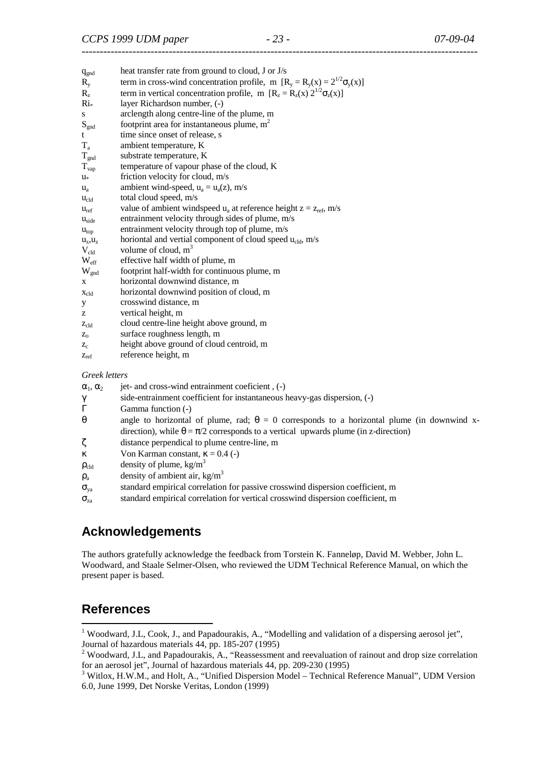$q_{gnd}$ heat transfer rate from ground to cloud, J or J/s

$R_y$ term in cross-wind concentration profile, m $[R_y = R_y(x) = 2^{1/2}\sigma_y(x)]$

$R_z$ term in vertical concentration profile, m $[R_z = R_z(x)\ 2^{1/2}\sigma_z(x)]$

$Ri_*$ layer Richardson number, (-)

$s$ arclength along centre-line of the plume, m

$S_{gnd}$ footprint area for instantaneous plume, m$^2$

$t$ time since onset of release, s

$T_a$ ambient temperature, K

$T_{gnd}$ substrate temperature, K

$T_{vap}$ temperature of vapour phase of the cloud, K

$u_*$ friction velocity for cloud, m/s

$u_a$ ambient wind-speed, $u_a = u_a(z)$, m/s

$u_{cld}$ total cloud speed, m/s

$u_{ref}$ value of ambient windspeed $u_a$ at reference height $z = z_{ref}$, m/s

$u_{side}$ entrainment velocity through sides of plume, m/s

$u_{top}$ entrainment velocity through top of plume, m/s

$u_x, u_z$ horiontal and vertial component of cloud speed $u_{cld}$, m/s

$V_{cld}$ volume of cloud, m$^3$

$W_{eff}$ effective half width of plume, m

$W_{gnd}$ footprint half-width for continuous plume, m

$x$ horizontal downwind distance, m

$x_{cld}$ horizontal downwind position of cloud, m

$y$ crosswind distance, m

$z$ vertical height, m

$z_{cld}$ cloud centre-line height above ground, m

$z_o$ surface roughness length, m

$z_c$ height above ground of cloud centroid, m

$z_{ref}$ reference height, m

*Greek letters*

$\alpha_1, \alpha_2$ jet- and cross-wind entrainment coeficient , (-)

$\gamma$ side-entrainment coefficient for instantaneous heavy-gas dispersion, (-)

$\Gamma$ Gamma function (-)

$\theta$ angle to horizontal of plume, rad; $\theta = 0$ corresponds to a horizontal plume (in downwind x-direction), while $\theta = \pi/2$ corresponds to a vertical upwards plume (in z-direction)

$\zeta$ distance perpendical to plume centre-line, m

$\kappa$ Von Karman constant, $\kappa = 0.4$ (-)

$\rho_{cld}$ density of plume, kg/m$^3$

$\rho_a$ density of ambient air, kg/m$^3$

$\sigma_{ya}$ standard empirical correlation for passive crosswind dispersion coefficient, m

$\sigma_{za}$ standard empirical correlation for vertical crosswind dispersion coefficient, m

## Acknowledgements

The authors gratefully acknowledge the feedback from Torstein K. Fanneløp, David M. Webber, John L. Woodward, and Staale Selmer-Olsen, who reviewed the UDM Technical Reference Manual, on which the present paper is based.

## References

[1] Woodward, J.L, Cook, J., and Papadourakis, A., "Modelling and validation of a dispersing aerosol jet", Journal of hazardous materials 44, pp. 185-207 (1995)

[2] Woodward, J.L, and Papadourakis, A., "Reassessment and reevaluation of rainout and drop size correlation for an aerosol jet", Journal of hazardous materials 44, pp. 209-230 (1995)

[3] Witlox, H.W.M., and Holt, A., "Unified Dispersion Model – Technical Reference Manual", UDM Version 6.0, June 1999, Det Norske Veritas, London (1999)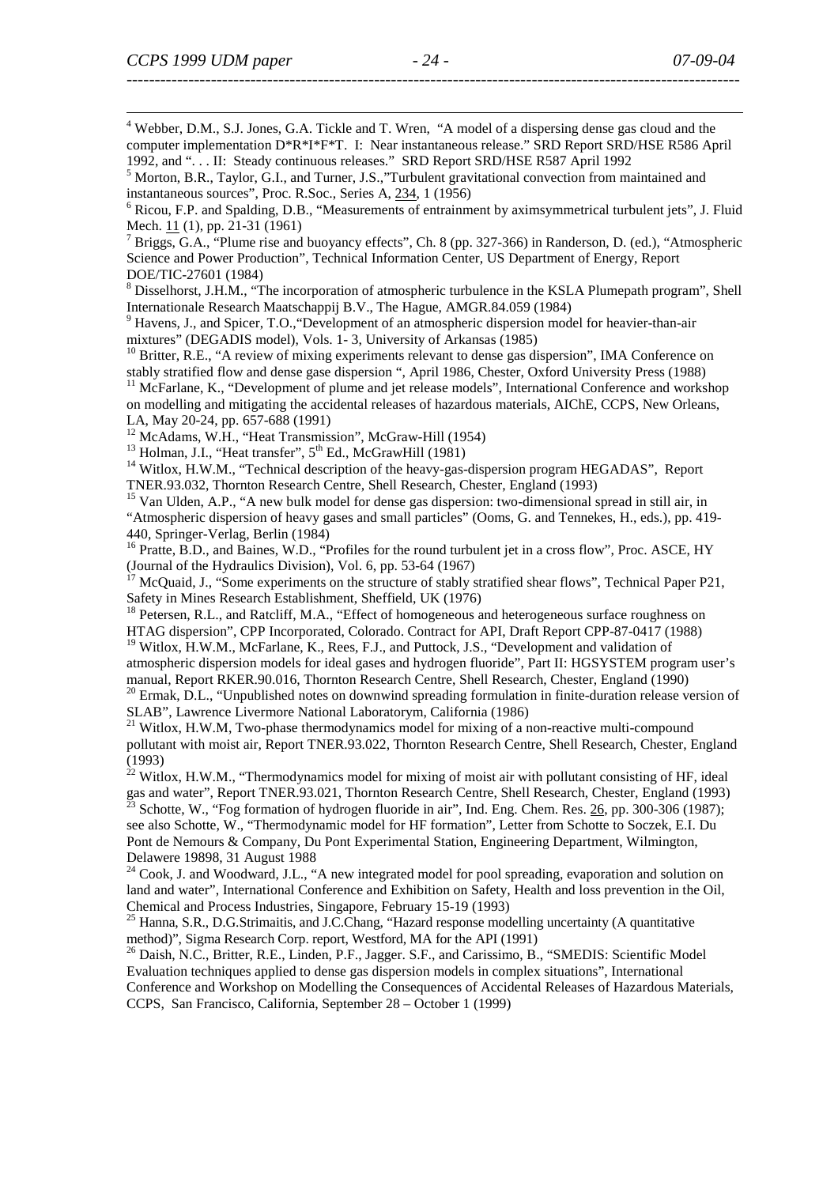[4] Webber, D.M., S.J. Jones, G.A. Tickle and T. Wren, "A model of a dispersing dense gas cloud and the computer implementation D*R*I*F*T. I: Near instantaneous release." SRD Report SRD/HSE R586 April 1992, and ". . . II: Steady continuous releases." SRD Report SRD/HSE R587 April 1992

[5] Morton, B.R., Taylor, G.I., and Turner, J.S.,"Turbulent gravitational convection from maintained and instantaneous sources", Proc. R.Soc., Series A, 234, 1 (1956)

[6] Ricou, F.P. and Spalding, D.B., "Measurements of entrainment by aximsymmetrical turbulent jets", J. Fluid Mech. 11 (1), pp. 21-31 (1961)

[7] Briggs, G.A., "Plume rise and buoyancy effects", Ch. 8 (pp. 327-366) in Randerson, D. (ed.), "Atmospheric Science and Power Production", Technical Information Center, US Department of Energy, Report DOE/TIC-27601 (1984)

[8] Disselhorst, J.H.M., "The incorporation of atmospheric turbulence in the KSLA Plumepath program", Shell Internationale Research Maatschappij B.V., The Hague, AMGR.84.059 (1984)

[9] Havens, J., and Spicer, T.O.,"Development of an atmospheric dispersion model for heavier-than-air mixtures" (DEGADIS model), Vols. 1- 3, University of Arkansas (1985)

[10] Britter, R.E., "A review of mixing experiments relevant to dense gas dispersion", IMA Conference on stably stratified flow and dense gase dispersion ", April 1986, Chester, Oxford University Press (1988)

[11] McFarlane, K., "Development of plume and jet release models", International Conference and workshop on modelling and mitigating the accidental releases of hazardous materials, AIChE, CCPS, New Orleans, LA, May 20-24, pp. 657-688 (1991)

[12] McAdams, W.H., "Heat Transmission", McGraw-Hill (1954)

[13] Holman, J.I., "Heat transfer", 5th Ed., McGrawHill (1981)

[14] Witlox, H.W.M., "Technical description of the heavy-gas-dispersion program HEGADAS", Report TNER.93.032, Thornton Research Centre, Shell Research, Chester, England (1993)

[15] Van Ulden, A.P., "A new bulk model for dense gas dispersion: two-dimensional spread in still air, in "Atmospheric dispersion of heavy gases and small particles" (Ooms, G. and Tennekes, H., eds.), pp. 419-440, Springer-Verlag, Berlin (1984)

[16] Pratte, B.D., and Baines, W.D., "Profiles for the round turbulent jet in a cross flow", Proc. ASCE, HY (Journal of the Hydraulics Division), Vol. 6, pp. 53-64 (1967)

[17] McQuaid, J., "Some experiments on the structure of stably stratified shear flows", Technical Paper P21, Safety in Mines Research Establishment, Sheffield, UK (1976)

[18] Petersen, R.L., and Ratcliff, M.A., "Effect of homogeneous and heterogeneous surface roughness on HTAG dispersion", CPP Incorporated, Colorado. Contract for API, Draft Report CPP-87-0417 (1988)

[19] Witlox, H.W.M., McFarlane, K., Rees, F.J., and Puttock, J.S., "Development and validation of atmospheric dispersion models for ideal gases and hydrogen fluoride", Part II: HGSYSTEM program user's manual, Report RKER.90.016, Thornton Research Centre, Shell Research, Chester, England (1990)

[20] Ermak, D.L., "Unpublished notes on downwind spreading formulation in finite-duration release version of SLAB", Lawrence Livermore National Laboratorym, California (1986)

[21] Witlox, H.W.M, Two-phase thermodynamics model for mixing of a non-reactive multi-compound pollutant with moist air, Report TNER.93.022, Thornton Research Centre, Shell Research, Chester, England (1993)

[22] Witlox, H.W.M., "Thermodynamics model for mixing of moist air with pollutant consisting of HF, ideal gas and water", Report TNER.93.021, Thornton Research Centre, Shell Research, Chester, England (1993)

[23] Schotte, W., "Fog formation of hydrogen fluoride in air", Ind. Eng. Chem. Res. 26, pp. 300-306 (1987); see also Schotte, W., "Thermodynamic model for HF formation", Letter from Schotte to Soczek, E.I. Du Pont de Nemours & Company, Du Pont Experimental Station, Engineering Department, Wilmington, Delawere 19898, 31 August 1988

[24] Cook, J. and Woodward, J.L., "A new integrated model for pool spreading, evaporation and solution on land and water", International Conference and Exhibition on Safety, Health and loss prevention in the Oil, Chemical and Process Industries, Singapore, February 15-19 (1993)

[25] Hanna, S.R., D.G.Strimaitis, and J.C.Chang, "Hazard response modelling uncertainty (A quantitative method)", Sigma Research Corp. report, Westford, MA for the API (1991)

[26] Daish, N.C., Britter, R.E., Linden, P.F., Jagger. S.F., and Carissimo, B., "SMEDIS: Scientific Model Evaluation techniques applied to dense gas dispersion models in complex situations", International Conference and Workshop on Modelling the Consequences of Accidental Releases of Hazardous Materials, CCPS, San Francisco, California, September 28 – October 1 (1999)